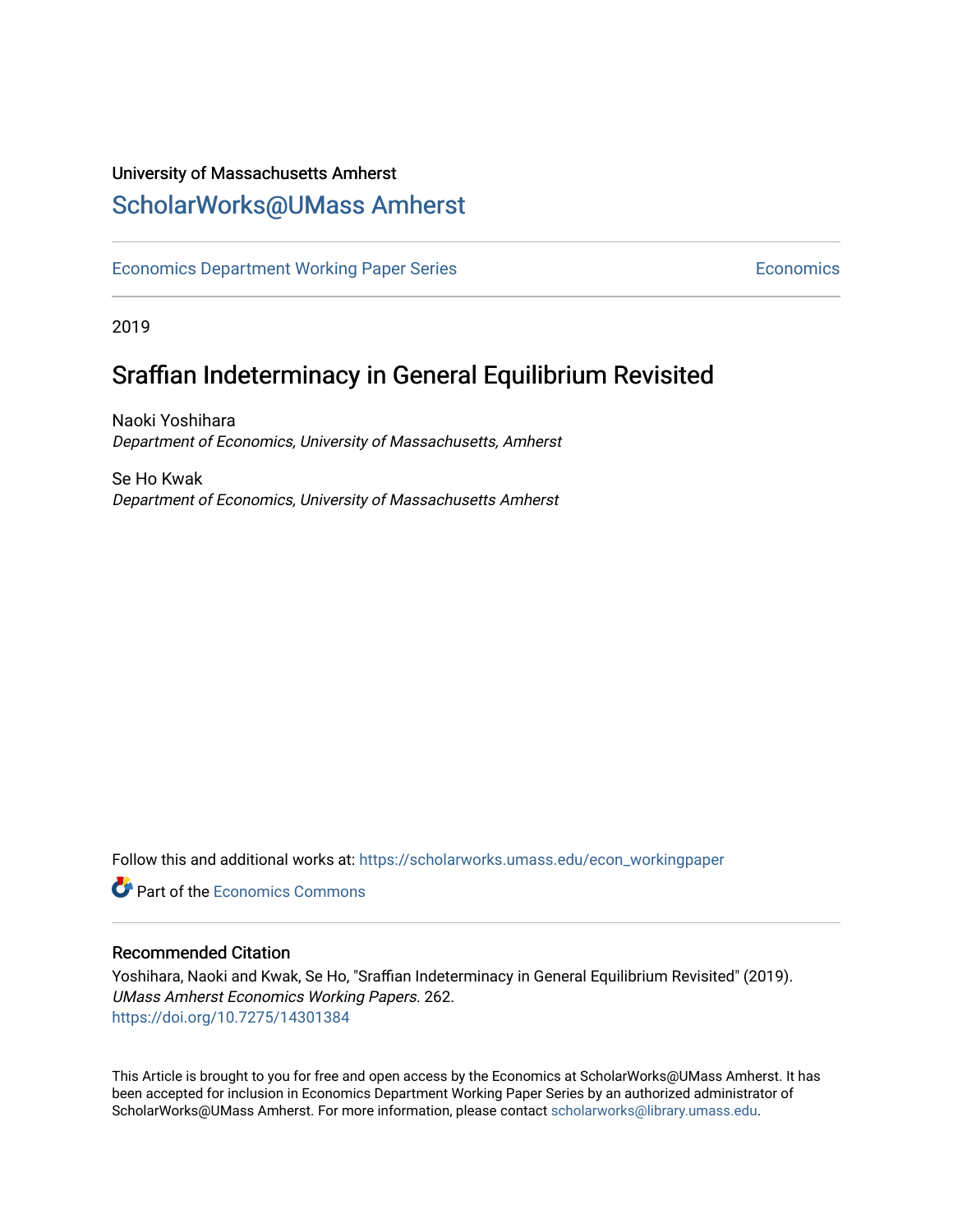University of Massachusetts Amherst

# ScholarWorks@UMass Amherst

Economics Department Working Paper Series | Economics

2019

## Sraffian Indeterminacy in General Equilibrium Revisited

Naoki Yoshihara
*Department of Economics, University of Massachusetts, Amherst*

Se Ho Kwak
*Department of Economics, University of Massachusetts Amherst*

Follow this and additional works at: https://scholarworks.umass.edu/econ_workingpaper

Part of the Economics Commons

### Recommended Citation

Yoshihara, Naoki and Kwak, Se Ho, "Sraffian Indeterminacy in General Equilibrium Revisited" (2019). *UMass Amherst Economics Working Papers*. 262.
https://doi.org/10.7275/14301384

This Article is brought to you for free and open access by the Economics at ScholarWorks@UMass Amherst. It has been accepted for inclusion in Economics Department Working Paper Series by an authorized administrator of ScholarWorks@UMass Amherst. For more information, please contact scholarworks@library.umass.edu.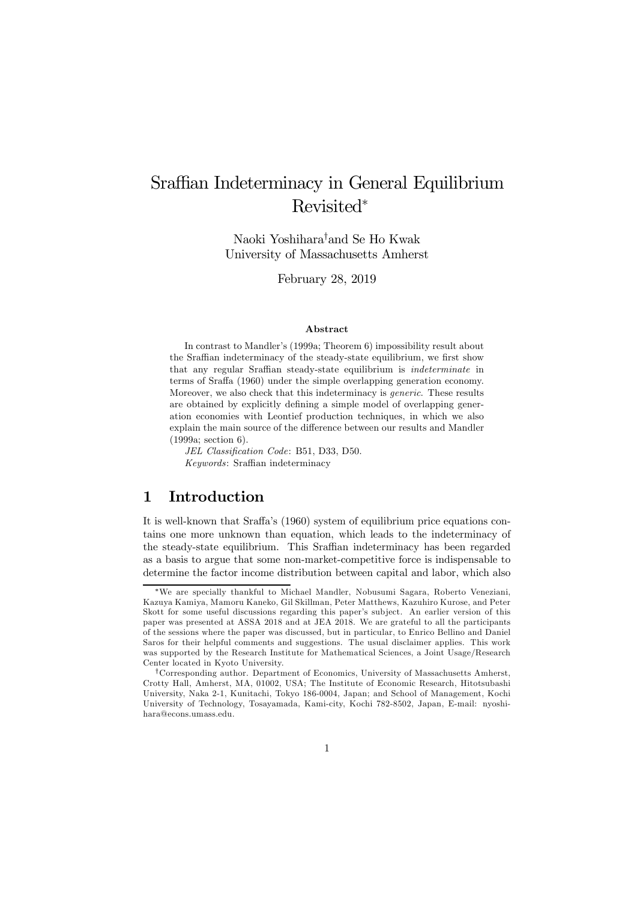# Sraffian Indeterminacy in General Equilibrium Revisited*

Naoki Yoshihara† and Se Ho Kwak
University of Massachusetts Amherst

February 28, 2019

### Abstract

In contrast to Mandler's (1999a; Theorem 6) impossibility result about the Sraffian indeterminacy of the steady-state equilibrium, we first show that any regular Sraffian steady-state equilibrium is *indeterminate* in terms of Sraffa (1960) under the simple overlapping generation economy. Moreover, we also check that this indeterminacy is *generic*. These results are obtained by explicitly defining a simple model of overlapping generation economies with Leontief production techniques, in which we also explain the main source of the difference between our results and Mandler (1999a; section 6).

*JEL Classification Code*: B51, D33, D50.

*Keywords*: Sraffian indeterminacy

## 1 Introduction

It is well-known that Sraffa's (1960) system of equilibrium price equations contains one more unknown than equation, which leads to the indeterminacy of the steady-state equilibrium. This Sraffian indeterminacy has been regarded as a basis to argue that some non-market-competitive force is indispensable to determine the factor income distribution between capital and labor, which also

---

*We are specially thankful to Michael Mandler, Nobusumi Sagara, Roberto Veneziani, Kazuya Kamiya, Mamoru Kaneko, Gil Skillman, Peter Matthews, Kazuhiro Kurose, and Peter Skott for some useful discussions regarding this paper's subject. An earlier version of this paper was presented at ASSA 2018 and at JEA 2018. We are grateful to all the participants of the sessions where the paper was discussed, but in particular, to Enrico Bellino and Daniel Saros for their helpful comments and suggestions. The usual disclaimer applies. This work was supported by the Research Institute for Mathematical Sciences, a Joint Usage/Research Center located in Kyoto University.

†Corresponding author. Department of Economics, University of Massachusetts Amherst, Crotty Hall, Amherst, MA, 01002, USA; The Institute of Economic Research, Hitotsubashi University, Naka 2-1, Kunitachi, Tokyo 186-0004, Japan; and School of Management, Kochi University of Technology, Tosayamada, Kami-city, Kochi 782-8502, Japan, E-mail: nyoshihara@econs.umass.edu.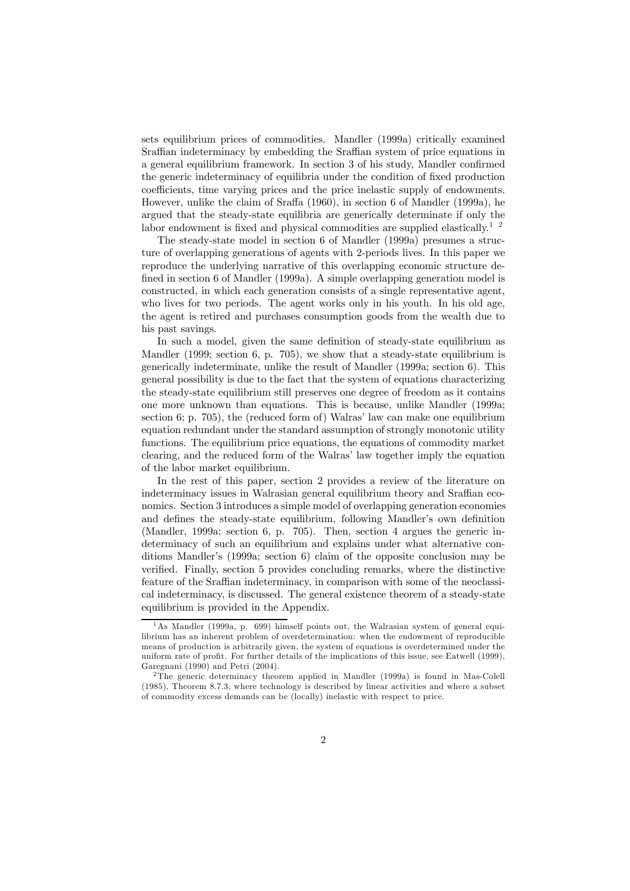sets equilibrium prices of commodities. Mandler (1999a) critically examined Sraffian indeterminacy by embedding the Sraffian system of price equations in a general equilibrium framework. In section 3 of his study, Mandler confirmed the generic indeterminacy of equilibria under the condition of fixed production coefficients, time varying prices and the price inelastic supply of endowments. However, unlike the claim of Sraffa (1960), in section 6 of Mandler (1999a), he argued that the steady-state equilibria are generically determinate if only the labor endowment is fixed and physical commodities are supplied elastically.[1] [2]

The steady-state model in section 6 of Mandler (1999a) presumes a structure of overlapping generations of agents with 2-periods lives. In this paper we reproduce the underlying narrative of this overlapping economic structure defined in section 6 of Mandler (1999a). A simple overlapping generation model is constructed, in which each generation consists of a single representative agent, who lives for two periods. The agent works only in his youth. In his old age, the agent is retired and purchases consumption goods from the wealth due to his past savings.

In such a model, given the same definition of steady-state equilibrium as Mandler (1999; section 6, p. 705), we show that a steady-state equilibrium is generically indeterminate, unlike the result of Mandler (1999a; section 6). This general possibility is due to the fact that the system of equations characterizing the steady-state equilibrium still preserves one degree of freedom as it contains one more unknown than equations. This is because, unlike Mandler (1999a; section 6; p. 705), the (reduced form of) Walras' law can make one equilibrium equation redundant under the standard assumption of strongly monotonic utility functions. The equilibrium price equations, the equations of commodity market clearing, and the reduced form of the Walras' law together imply the equation of the labor market equilibrium.

In the rest of this paper, section 2 provides a review of the literature on indeterminacy issues in Walrasian general equilibrium theory and Sraffian economics. Section 3 introduces a simple model of overlapping generation economies and defines the steady-state equilibrium, following Mandler's own definition (Mandler, 1999a; section 6, p. 705). Then, section 4 argues the generic indeterminacy of such an equilibrium and explains under what alternative conditions Mandler's (1999a; section 6) claim of the opposite conclusion may be verified. Finally, section 5 provides concluding remarks, where the distinctive feature of the Sraffian indeterminacy, in comparison with some of the neoclassical indeterminacy, is discussed. The general existence theorem of a steady-state equilibrium is provided in the Appendix.

[1] As Mandler (1999a, p. 699) himself points out, the Walrasian system of general equilibrium has an inherent problem of overdetermination: when the endowment of reproducible means of production is arbitrarily given, the system of equations is overdetermined under the uniform rate of profit. For further details of the implications of this issue, see Eatwell (1999), Garegnani (1990) and Petri (2004).

[2] The generic determinacy theorem applied in Mandler (1999a) is found in Mas-Colell (1985), Theorem 8.7.3, where technology is described by linear activities and where a subset of commodity excess demands can be (locally) inelastic with respect to price.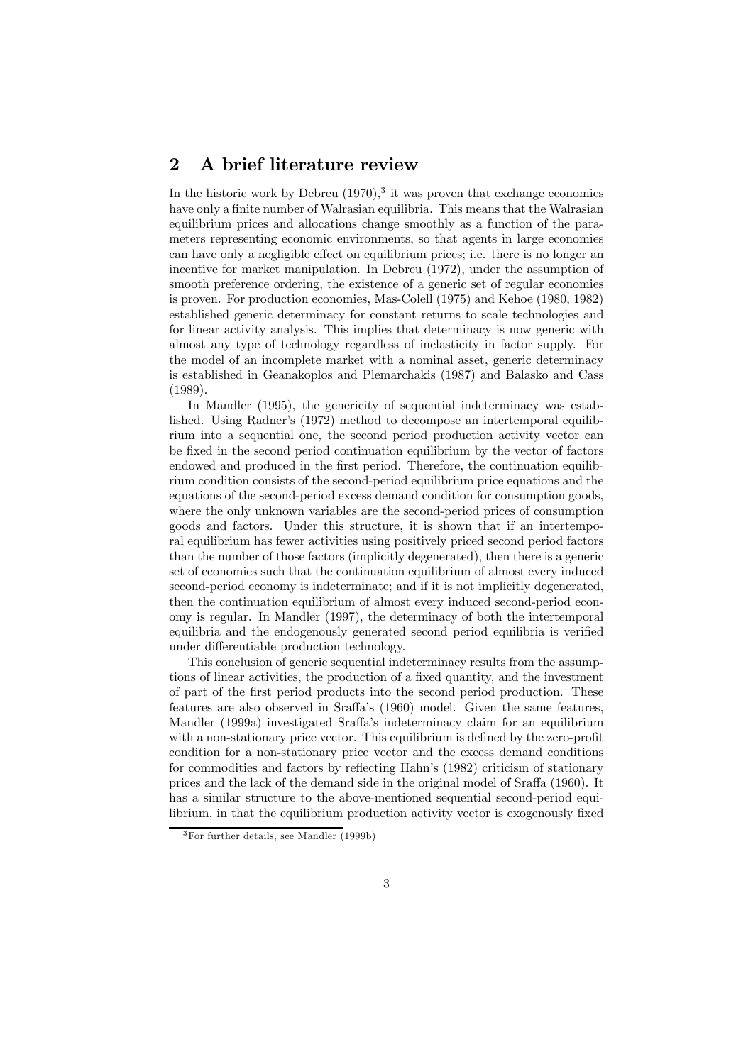## 2 A brief literature review

In the historic work by Debreu (1970),[3] it was proven that exchange economies have only a finite number of Walrasian equilibria. This means that the Walrasian equilibrium prices and allocations change smoothly as a function of the parameters representing economic environments, so that agents in large economies can have only a negligible effect on equilibrium prices; i.e. there is no longer an incentive for market manipulation. In Debreu (1972), under the assumption of smooth preference ordering, the existence of a generic set of regular economies is proven. For production economies, Mas-Colell (1975) and Kehoe (1980, 1982) established generic determinacy for constant returns to scale technologies and for linear activity analysis. This implies that determinacy is now generic with almost any type of technology regardless of inelasticity in factor supply. For the model of an incomplete market with a nominal asset, generic determinacy is established in Geanakoplos and Plemarchakis (1987) and Balasko and Cass (1989).

In Mandler (1995), the genericity of sequential indeterminacy was established. Using Radner's (1972) method to decompose an intertemporal equilibrium into a sequential one, the second period production activity vector can be fixed in the second period continuation equilibrium by the vector of factors endowed and produced in the first period. Therefore, the continuation equilibrium condition consists of the second-period equilibrium price equations and the equations of the second-period excess demand condition for consumption goods, where the only unknown variables are the second-period prices of consumption goods and factors. Under this structure, it is shown that if an intertemporal equilibrium has fewer activities using positively priced second period factors than the number of those factors (implicitly degenerated), then there is a generic set of economies such that the continuation equilibrium of almost every induced second-period economy is indeterminate; and if it is not implicitly degenerated, then the continuation equilibrium of almost every induced second-period economy is regular. In Mandler (1997), the determinacy of both the intertemporal equilibria and the endogenously generated second period equilibria is verified under differentiable production technology.

This conclusion of generic sequential indeterminacy results from the assumptions of linear activities, the production of a fixed quantity, and the investment of part of the first period products into the second period production. These features are also observed in Sraffa's (1960) model. Given the same features, Mandler (1999a) investigated Sraffa's indeterminacy claim for an equilibrium with a non-stationary price vector. This equilibrium is defined by the zero-profit condition for a non-stationary price vector and the excess demand conditions for commodities and factors by reflecting Hahn's (1982) criticism of stationary prices and the lack of the demand side in the original model of Sraffa (1960). It has a similar structure to the above-mentioned sequential second-period equilibrium, in that the equilibrium production activity vector is exogenously fixed

[3] For further details, see Mandler (1999b)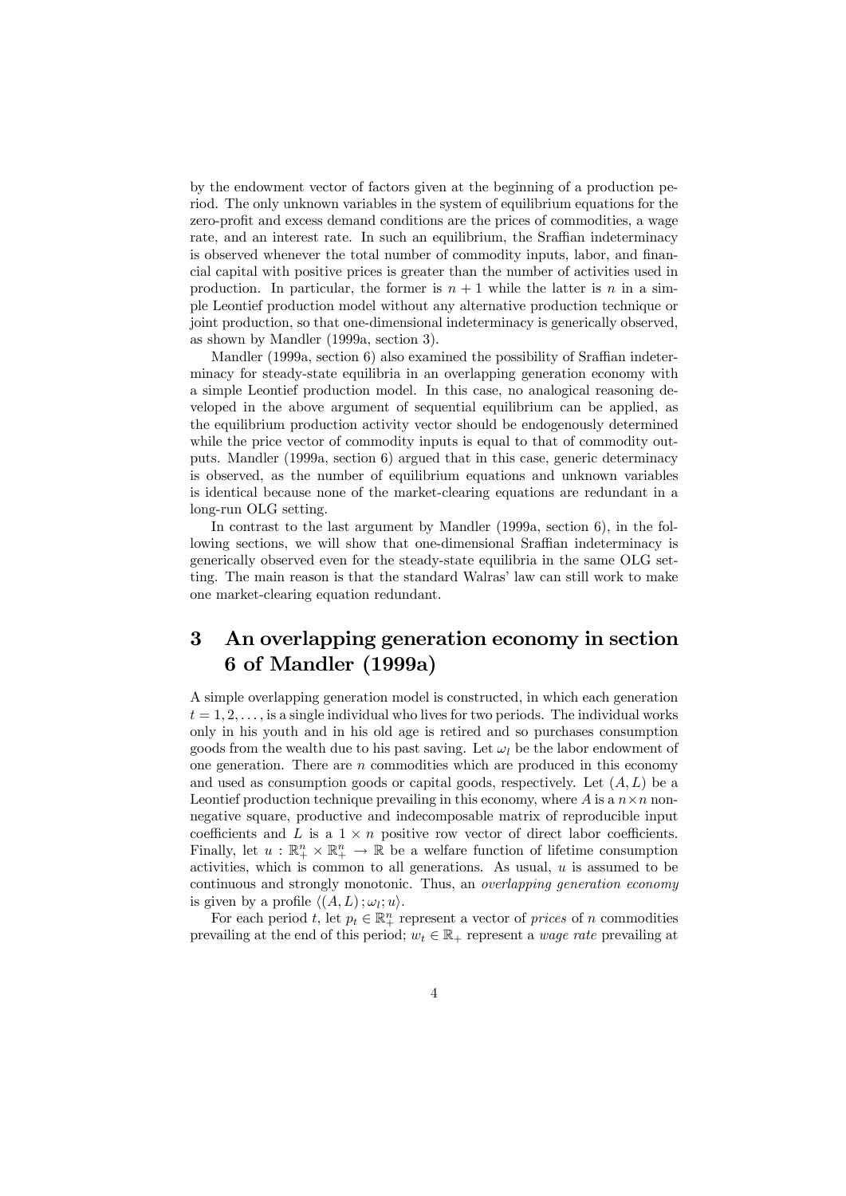by the endowment vector of factors given at the beginning of a production period. The only unknown variables in the system of equilibrium equations for the zero-profit and excess demand conditions are the prices of commodities, a wage rate, and an interest rate. In such an equilibrium, the Sraffian indeterminacy is observed whenever the total number of commodity inputs, labor, and financial capital with positive prices is greater than the number of activities used in production. In particular, the former is $n+1$ while the latter is $n$ in a simple Leontief production model without any alternative production technique or joint production, so that one-dimensional indeterminacy is generically observed, as shown by Mandler (1999a, section 3).

Mandler (1999a, section 6) also examined the possibility of Sraffian indeterminacy for steady-state equilibria in an overlapping generation economy with a simple Leontief production model. In this case, no analogical reasoning developed in the above argument of sequential equilibrium can be applied, as the equilibrium production activity vector should be endogenously determined while the price vector of commodity inputs is equal to that of commodity outputs. Mandler (1999a, section 6) argued that in this case, generic determinacy is observed, as the number of equilibrium equations and unknown variables is identical because none of the market-clearing equations are redundant in a long-run OLG setting.

In contrast to the last argument by Mandler (1999a, section 6), in the following sections, we will show that one-dimensional Sraffian indeterminacy is generically observed even for the steady-state equilibria in the same OLG setting. The main reason is that the standard Walras' law can still work to make one market-clearing equation redundant.

# 3 An overlapping generation economy in section 6 of Mandler (1999a)

A simple overlapping generation model is constructed, in which each generation $t = 1, 2, \ldots,$ is a single individual who lives for two periods. The individual works only in his youth and in his old age is retired and so purchases consumption goods from the wealth due to his past saving. Let $\omega_l$ be the labor endowment of one generation. There are $n$ commodities which are produced in this economy and used as consumption goods or capital goods, respectively. Let $(A, L)$ be a Leontief production technique prevailing in this economy, where $A$ is a $n \times n$ nonnegative square, productive and indecomposable matrix of reproducible input coefficients and $L$ is a $1 \times n$ positive row vector of direct labor coefficients. Finally, let $u : \mathbb{R}^n_+ \times \mathbb{R}^n_+ \to \mathbb{R}$ be a welfare function of lifetime consumption activities, which is common to all generations. As usual, $u$ is assumed to be continuous and strongly monotonic. Thus, an *overlapping generation economy* is given by a profile $\langle (A, L); \omega_l; u \rangle$.

For each period $t$, let $p_t \in \mathbb{R}^n_+$ represent a vector of *prices* of $n$ commodities prevailing at the end of this period; $w_t \in \mathbb{R}_+$ represent a *wage rate* prevailing at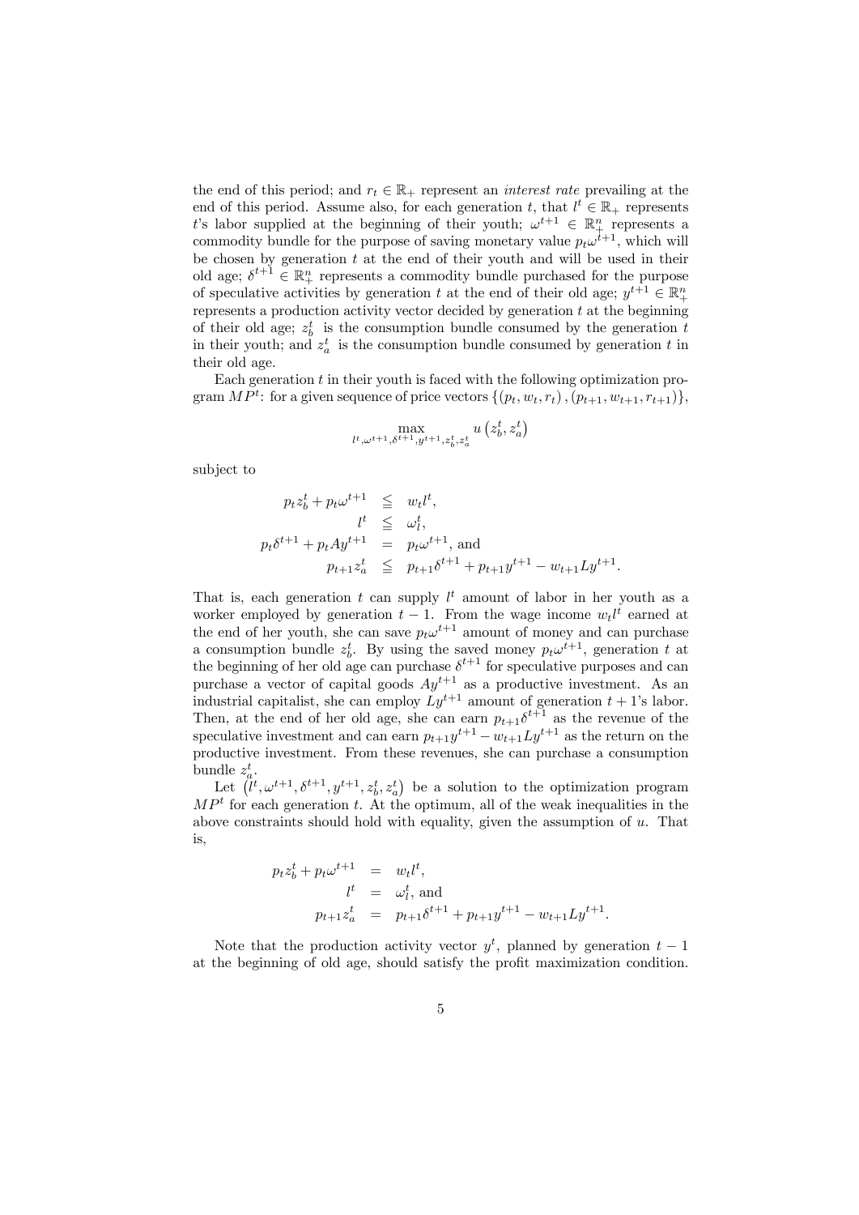the end of this period; and $r_t \in \mathbb{R}_+$ represent an *interest rate* prevailing at the end of this period. Assume also, for each generation $t$, that $l^t \in \mathbb{R}_+$ represents $t$'s labor supplied at the beginning of their youth; $\omega^{t+1} \in \mathbb{R}^n_+$ represents a commodity bundle for the purpose of saving monetary value $p_t\omega^{t+1}$, which will be chosen by generation $t$ at the end of their youth and will be used in their old age; $\delta^{t+1} \in \mathbb{R}^n_+$ represents a commodity bundle purchased for the purpose of speculative activities by generation $t$ at the end of their old age; $y^{t+1} \in \mathbb{R}^n_+$ represents a production activity vector decided by generation $t$ at the beginning of their old age; $z^t_b$ is the consumption bundle consumed by the generation $t$ in their youth; and $z^t_a$ is the consumption bundle consumed by generation $t$ in their old age.

Each generation $t$ in their youth is faced with the following optimization program $MP^t$: for a given sequence of price vectors $\{(p_t, w_t, r_t), (p_{t+1}, w_{t+1}, r_{t+1})\}$,

$$\max_{l^t, \omega^{t+1}, \delta^{t+1}, y^{t+1}, z^t_b, z^t_a} u\left(z^t_b, z^t_a\right)$$

subject to

$$\begin{aligned}
p_t z^t_b + p_t \omega^{t+1} &\leqq w_t l^t, \\
l^t &\leqq \omega^t_l, \\
p_t \delta^{t+1} + p_t A y^{t+1} &= p_t \omega^{t+1}, \text{ and} \\
p_{t+1} z^t_a &\leqq p_{t+1}\delta^{t+1} + p_{t+1} y^{t+1} - w_{t+1} L y^{t+1}.
\end{aligned}$$

That is, each generation $t$ can supply $l^t$ amount of labor in her youth as a worker employed by generation $t-1$. From the wage income $w_t l^t$ earned at the end of her youth, she can save $p_t\omega^{t+1}$ amount of money and can purchase a consumption bundle $z^t_b$. By using the saved money $p_t\omega^{t+1}$, generation $t$ at the beginning of her old age can purchase $\delta^{t+1}$ for speculative purposes and can purchase a vector of capital goods $Ay^{t+1}$ as a productive investment. As an industrial capitalist, she can employ $Ly^{t+1}$ amount of generation $t+1$'s labor. Then, at the end of her old age, she can earn $p_{t+1}\delta^{t+1}$ as the revenue of the speculative investment and can earn $p_{t+1}y^{t+1} - w_{t+1}Ly^{t+1}$ as the return on the productive investment. From these revenues, she can purchase a consumption bundle $z^t_a$.

Let $\left(l^t, \omega^{t+1}, \delta^{t+1}, y^{t+1}, z^t_b, z^t_a\right)$ be a solution to the optimization program $MP^t$ for each generation $t$. At the optimum, all of the weak inequalities in the above constraints should hold with equality, given the assumption of $u$. That is,

$$\begin{aligned}
p_t z^t_b + p_t \omega^{t+1} &= w_t l^t, \\
l^t &= \omega^t_l, \text{ and} \\
p_{t+1} z^t_a &= p_{t+1}\delta^{t+1} + p_{t+1} y^{t+1} - w_{t+1} L y^{t+1}.
\end{aligned}$$

Note that the production activity vector $y^t$, planned by generation $t-1$ at the beginning of old age, should satisfy the profit maximization condition.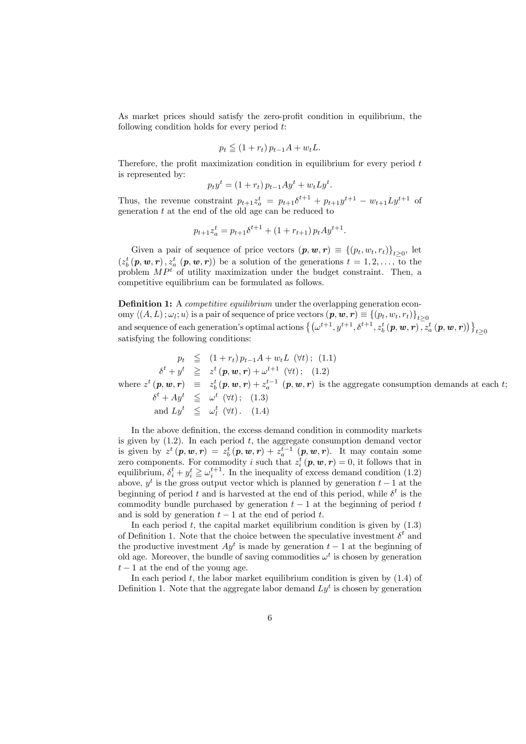As market prices should satisfy the zero-profit condition in equilibrium, the following condition holds for every period $t$:

$$p_t \leqq (1 + r_t)\, p_{t-1} A + w_t L.$$

Therefore, the profit maximization condition in equilibrium for every period $t$ is represented by:

$$p_t y^t = (1 + r_t)\, p_{t-1} A y^t + w_t L y^t.$$

Thus, the revenue constraint $p_{t+1} z_a^t = p_{t+1} \delta^{t+1} + p_{t+1} y^{t+1} - w_{t+1} L y^{t+1}$ of generation $t$ at the end of the old age can be reduced to

$$p_{t+1} z_a^t = p_{t+1} \delta^{t+1} + (1 + r_{t+1})\, p_t A y^{t+1}.$$

Given a pair of sequence of price vectors $(\boldsymbol{p}, \boldsymbol{w}, \boldsymbol{r}) \equiv \{(p_t, w_t, r_t)\}_{t \geq 0}$, let $(z_b^t(\boldsymbol{p}, \boldsymbol{w}, \boldsymbol{r}), z_a^t(\boldsymbol{p}, \boldsymbol{w}, \boldsymbol{r}))$ be a solution of the generations $t = 1, 2, \ldots$, to the problem $MP^t$ of utility maximization under the budget constraint. Then, a competitive equilibrium can be formulated as follows.

**Definition 1:** A *competitive equilibrium* under the overlapping generation economy $\langle (A, L); \omega_l; u \rangle$ is a pair of sequence of price vectors $(\boldsymbol{p}, \boldsymbol{w}, \boldsymbol{r}) \equiv \{(p_t, w_t, r_t)\}_{t \geq 0}$ and sequence of each generation's optimal actions $\left\{ \left( \omega^{t+1}, y^{t+1}, \delta^{t+1}, z_b^t(\boldsymbol{p}, \boldsymbol{w}, \boldsymbol{r}), z_a^t(\boldsymbol{p}, \boldsymbol{w}, \boldsymbol{r}) \right) \right\}_{t \geq 0}$ satisfying the following conditions:

$$p_t \leqq (1 + r_t)\, p_{t-1} A + w_t L \ \ (\forall t); \quad (1.1)$$

$$\delta^t + y^t \geqq z^t(\boldsymbol{p}, \boldsymbol{w}, \boldsymbol{r}) + \omega^{t+1} \ \ (\forall t); \quad (1.2)$$

where $z^t(\boldsymbol{p}, \boldsymbol{w}, \boldsymbol{r}) \equiv z_b^t(\boldsymbol{p}, \boldsymbol{w}, \boldsymbol{r}) + z_a^{t-1}(\boldsymbol{p}, \boldsymbol{w}, \boldsymbol{r})$ is the aggregate consumption demands at each $t$;

$$\delta^t + A y^t \leqq \omega^t \ \ (\forall t); \quad (1.3)$$

$$\text{and } L y^t \leqq \omega_l^t \ \ (\forall t). \quad (1.4)$$

In the above definition, the excess demand condition in commodity markets is given by (1.2). In each period $t$, the aggregate consumption demand vector is given by $z^t(\boldsymbol{p}, \boldsymbol{w}, \boldsymbol{r}) = z_b^t(\boldsymbol{p}, \boldsymbol{w}, \boldsymbol{r}) + z_a^{t-1}(\boldsymbol{p}, \boldsymbol{w}, \boldsymbol{r})$. It may contain some zero components. For commodity $i$ such that $z_i^t(\boldsymbol{p}, \boldsymbol{w}, \boldsymbol{r}) = 0$, it follows that in equilibrium, $\delta_i^t + y_i^t \geqq \omega_i^{t+1}$. In the inequality of excess demand condition (1.2) above, $y^t$ is the gross output vector which is planned by generation $t-1$ at the beginning of period $t$ and is harvested at the end of this period, while $\delta^t$ is the commodity bundle purchased by generation $t-1$ at the beginning of period $t$ and is sold by generation $t-1$ at the end of period $t$.

In each period $t$, the capital market equilibrium condition is given by (1.3) of Definition 1. Note that the choice between the speculative investment $\delta^t$ and the productive investment $Ay^t$ is made by generation $t-1$ at the beginning of old age. Moreover, the bundle of saving commodities $\omega^t$ is chosen by generation $t-1$ at the end of the young age.

In each period $t$, the labor market equilibrium condition is given by (1.4) of Definition 1. Note that the aggregate labor demand $Ly^t$ is chosen by generation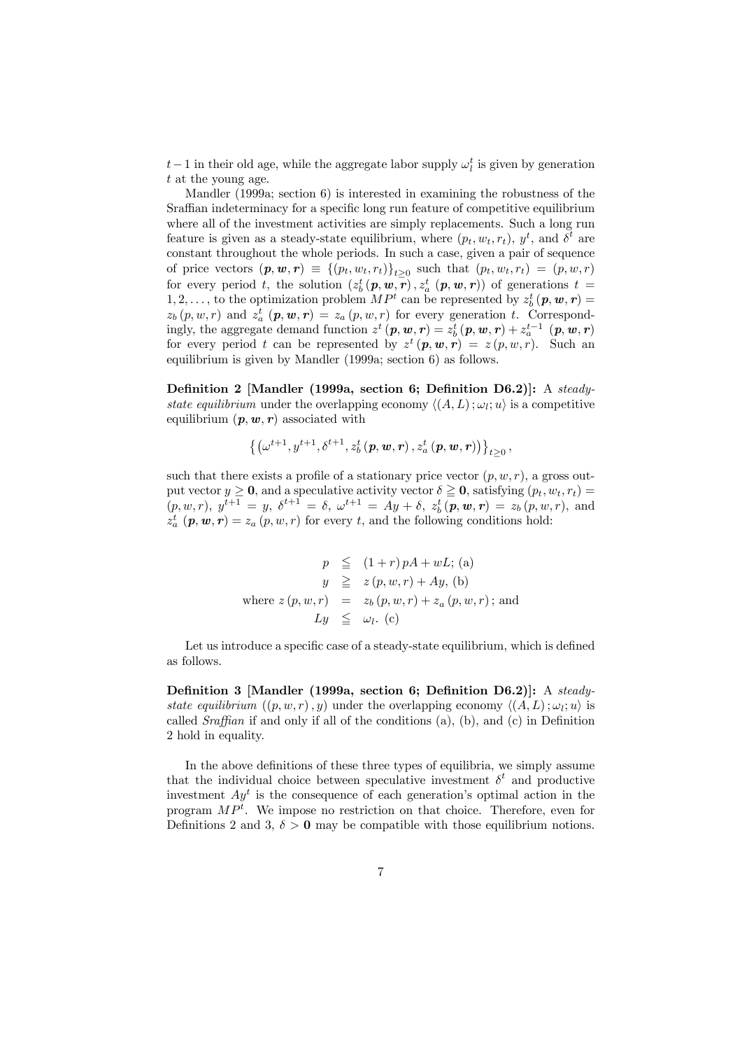$t-1$ in their old age, while the aggregate labor supply $\omega_l^t$ is given by generation $t$ at the young age.

Mandler (1999a; section 6) is interested in examining the robustness of the Sraffian indeterminacy for a specific long run feature of competitive equilibrium where all of the investment activities are simply replacements. Such a long run feature is given as a steady-state equilibrium, where $(p_t, w_t, r_t)$, $y^t$, and $\delta^t$ are constant throughout the whole periods. In such a case, given a pair of sequence of price vectors $(\boldsymbol{p}, \boldsymbol{w}, \boldsymbol{r}) \equiv \{(p_t, w_t, r_t)\}_{t \geq 0}$ such that $(p_t, w_t, r_t) = (p, w, r)$ for every period $t$, the solution $(z_b^t(\boldsymbol{p}, \boldsymbol{w}, \boldsymbol{r}), z_a^t(\boldsymbol{p}, \boldsymbol{w}, \boldsymbol{r}))$ of generations $t = 1, 2, \ldots$, to the optimization problem $MP^t$ can be represented by $z_b^t(\boldsymbol{p}, \boldsymbol{w}, \boldsymbol{r}) = z_b(p, w, r)$ and $z_a^t(\boldsymbol{p}, \boldsymbol{w}, \boldsymbol{r}) = z_a(p, w, r)$ for every generation $t$. Correspondingly, the aggregate demand function $z^t(\boldsymbol{p}, \boldsymbol{w}, \boldsymbol{r}) = z_b^t(\boldsymbol{p}, \boldsymbol{w}, \boldsymbol{r}) + z_a^{t-1}(\boldsymbol{p}, \boldsymbol{w}, \boldsymbol{r})$ for every period $t$ can be represented by $z^t(\boldsymbol{p}, \boldsymbol{w}, \boldsymbol{r}) = z(p, w, r)$. Such an equilibrium is given by Mandler (1999a; section 6) as follows.

**Definition 2 [Mandler (1999a, section 6; Definition D6.2)]:** A *steady-state equilibrium* under the overlapping economy $\langle (A, L); \omega_l; u \rangle$ is a competitive equilibrium $(\boldsymbol{p}, \boldsymbol{w}, \boldsymbol{r})$ associated with

$$\left\{\left(\omega^{t+1}, y^{t+1}, \delta^{t+1}, z_b^t(\boldsymbol{p}, \boldsymbol{w}, \boldsymbol{r}), z_a^t(\boldsymbol{p}, \boldsymbol{w}, \boldsymbol{r})\right)\right\}_{t \geq 0},$$

such that there exists a profile of a stationary price vector $(p, w, r)$, a gross output vector $y \geq \mathbf{0}$, and a speculative activity vector $\delta \geqq \mathbf{0}$, satisfying $(p_t, w_t, r_t) = (p, w, r)$, $y^{t+1} = y$, $\delta^{t+1} = \delta$, $\omega^{t+1} = Ay + \delta$, $z_b^t(\boldsymbol{p}, \boldsymbol{w}, \boldsymbol{r}) = z_b(p, w, r)$, and $z_a^t(\boldsymbol{p}, \boldsymbol{w}, \boldsymbol{r}) = z_a(p, w, r)$ for every $t$, and the following conditions hold:

$$\begin{aligned}
p &\leqq (1 + r) pA + wL; \text{ (a)} \\
y &\geqq z(p, w, r) + Ay, \text{ (b)} \\
\text{where } z(p, w, r) &= z_b(p, w, r) + z_a(p, w, r); \text{ and} \\
Ly &\leqq \omega_l. \text{ (c)}
\end{aligned}$$

Let us introduce a specific case of a steady-state equilibrium, which is defined as follows.

**Definition 3 [Mandler (1999a, section 6; Definition D6.2)]:** A *steady-state equilibrium* $((p, w, r), y)$ under the overlapping economy $\langle (A, L); \omega_l; u \rangle$ is called *Sraffian* if and only if all of the conditions (a), (b), and (c) in Definition 2 hold in equality.

In the above definitions of these three types of equilibria, we simply assume that the individual choice between speculative investment $\delta^t$ and productive investment $Ay^t$ is the consequence of each generation's optimal action in the program $MP^t$. We impose no restriction on that choice. Therefore, even for Definitions 2 and 3, $\delta > \mathbf{0}$ may be compatible with those equilibrium notions.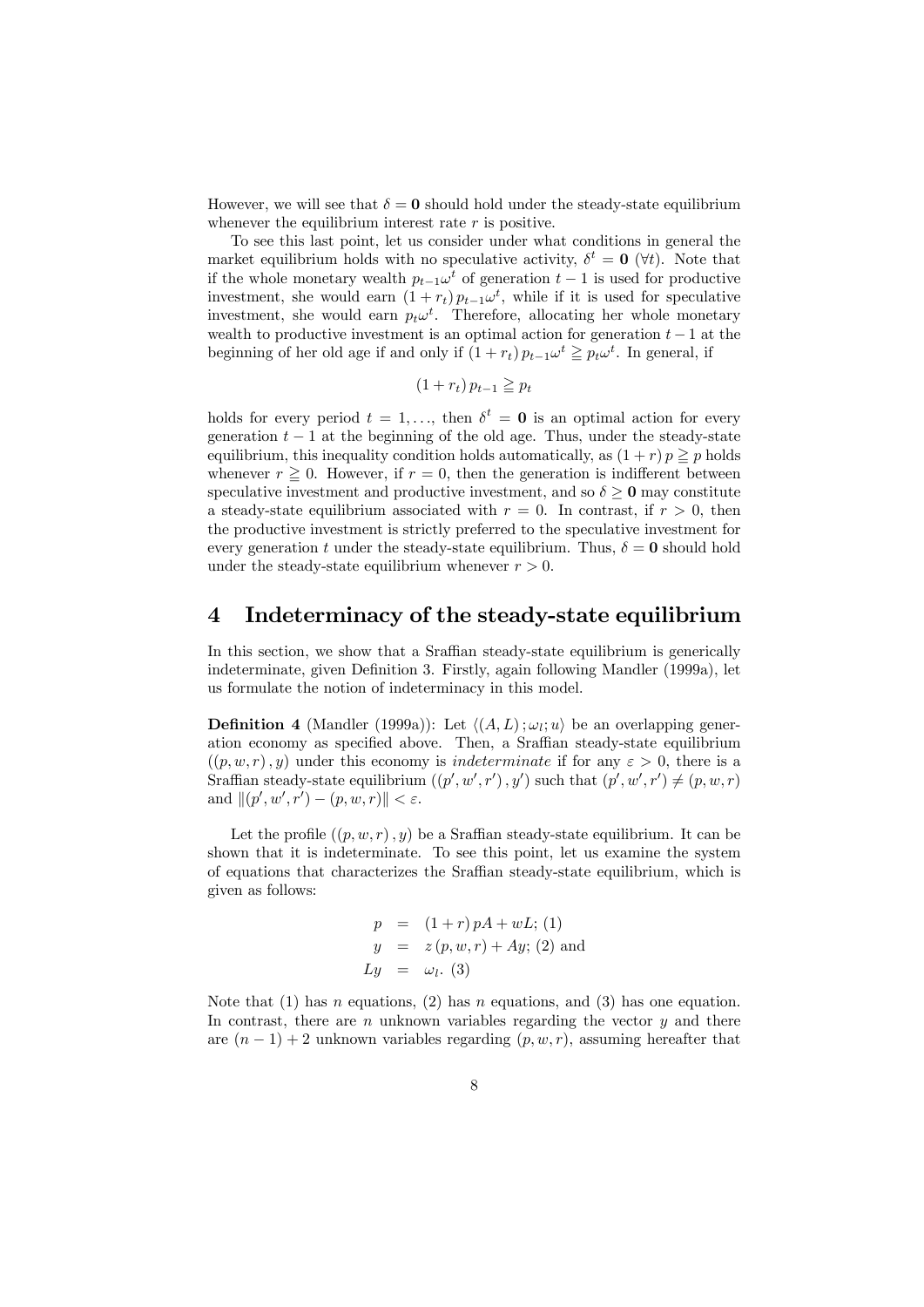However, we will see that $\delta = \mathbf{0}$ should hold under the steady-state equilibrium whenever the equilibrium interest rate $r$ is positive.

To see this last point, let us consider under what conditions in general the market equilibrium holds with no speculative activity, $\delta^t = \mathbf{0}$ $(\forall t)$. Note that if the whole monetary wealth $p_{t-1}\omega^t$ of generation $t-1$ is used for productive investment, she would earn $(1+r_t)\, p_{t-1}\omega^t$, while if it is used for speculative investment, she would earn $p_t\omega^t$. Therefore, allocating her whole monetary wealth to productive investment is an optimal action for generation $t-1$ at the beginning of her old age if and only if $(1+r_t)\, p_{t-1}\omega^t \geqq p_t\omega^t$. In general, if

$$(1+r_t)\, p_{t-1} \geqq p_t$$

holds for every period $t = 1, \ldots$, then $\delta^t = \mathbf{0}$ is an optimal action for every generation $t-1$ at the beginning of the old age. Thus, under the steady-state equilibrium, this inequality condition holds automatically, as $(1+r)\, p \geqq p$ holds whenever $r \geqq 0$. However, if $r = 0$, then the generation is indifferent between speculative investment and productive investment, and so $\delta \geq \mathbf{0}$ may constitute a steady-state equilibrium associated with $r = 0$. In contrast, if $r > 0$, then the productive investment is strictly preferred to the speculative investment for every generation $t$ under the steady-state equilibrium. Thus, $\delta = \mathbf{0}$ should hold under the steady-state equilibrium whenever $r > 0$.

# 4 Indeterminacy of the steady-state equilibrium

In this section, we show that a Sraffian steady-state equilibrium is generically indeterminate, given Definition 3. Firstly, again following Mandler (1999a), let us formulate the notion of indeterminacy in this model.

**Definition 4** (Mandler (1999a)): Let $\langle (A, L)\, ; \omega_l; u \rangle$ be an overlapping generation economy as specified above. Then, a Sraffian steady-state equilibrium $((p, w, r)\, , y)$ under this economy is *indeterminate* if for any $\varepsilon > 0$, there is a Sraffian steady-state equilibrium $((p', w', r')\, , y')$ such that $(p', w', r') \neq (p, w, r)$ and $\|(p', w', r') - (p, w, r)\| < \varepsilon$.

Let the profile $((p, w, r)\, , y)$ be a Sraffian steady-state equilibrium. It can be shown that it is indeterminate. To see this point, let us examine the system of equations that characterizes the Sraffian steady-state equilibrium, which is given as follows:

$$\begin{aligned} p &= (1+r)\, pA + wL; \text{ (1)} \\ y &= z(p, w, r) + Ay; \text{ (2) and} \\ Ly &= \omega_l. \text{ (3)} \end{aligned}$$

Note that (1) has $n$ equations, (2) has $n$ equations, and (3) has one equation. In contrast, there are $n$ unknown variables regarding the vector $y$ and there are $(n-1)+2$ unknown variables regarding $(p, w, r)$, assuming hereafter that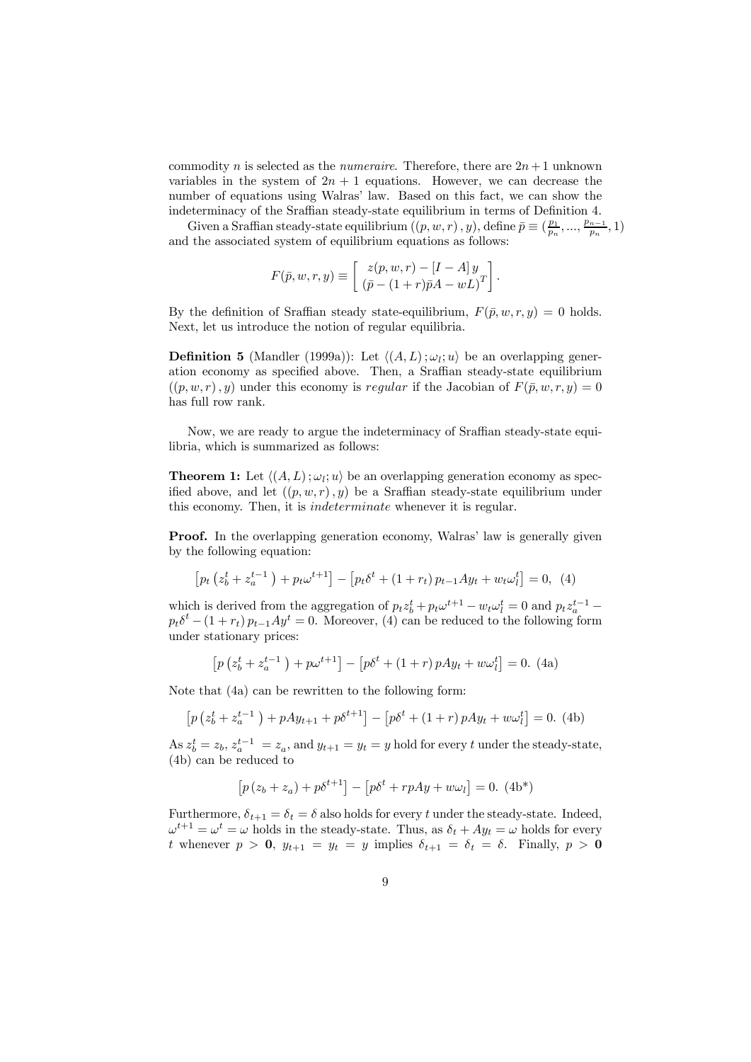commodity $n$ is selected as the *numeraire*. Therefore, there are $2n+1$ unknown variables in the system of $2n+1$ equations. However, we can decrease the number of equations using Walras' law. Based on this fact, we can show the indeterminacy of the Sraffian steady-state equilibrium in terms of Definition 4.

Given a Sraffian steady-state equilibrium $((p, w, r), y)$, define $\bar{p} \equiv (\frac{p_1}{p_n}, ..., \frac{p_{n-1}}{p_n}, 1)$ and the associated system of equilibrium equations as follows:

$$F(\bar{p}, w, r, y) \equiv \left[ \begin{array}{c} z(p, w, r) - [I - A] \, y \\ (\bar{p} - (1+r)\bar{p}A - wL)^T \end{array} \right].$$

By the definition of Sraffian steady state-equilibrium, $F(\bar{p}, w, r, y) = 0$ holds. Next, let us introduce the notion of regular equilibria.

**Definition 5** (Mandler (1999a)): Let $\langle (A, L) ; \omega_l ; u \rangle$ be an overlapping generation economy as specified above. Then, a Sraffian steady-state equilibrium $((p, w, r), y)$ under this economy is *regular* if the Jacobian of $F(\bar{p}, w, r, y) = 0$ has full row rank.

Now, we are ready to argue the indeterminacy of Sraffian steady-state equilibria, which is summarized as follows:

**Theorem 1:** Let $\langle (A, L) ; \omega_l ; u \rangle$ be an overlapping generation economy as specified above, and let $((p, w, r), y)$ be a Sraffian steady-state equilibrium under this economy. Then, it is *indeterminate* whenever it is regular.

**Proof.** In the overlapping generation economy, Walras' law is generally given by the following equation:

$$\left[ p_t \left( z_b^t + z_a^{t-1} \right) + p_t \omega^{t+1} \right] - \left[ p_t \delta^t + (1+r_t) \, p_{t-1} A y_t + w_t \omega_l^t \right] = 0, \quad (4)$$

which is derived from the aggregation of $p_t z_b^t + p_t \omega^{t+1} - w_t \omega_l^t = 0$ and $p_t z_a^{t-1} - p_t \delta^t - (1+r_t) \, p_{t-1} A y^t = 0$. Moreover, (4) can be reduced to the following form under stationary prices:

$$\left[ p \left( z_b^t + z_a^{t-1} \right) + p \omega^{t+1} \right] - \left[ p \delta^t + (1+r) \, p A y_t + w \omega_l^t \right] = 0. \quad (4a)$$

Note that (4a) can be rewritten to the following form:

$$\left[ p \left( z_b^t + z_a^{t-1} \right) + p A y_{t+1} + p \delta^{t+1} \right] - \left[ p \delta^t + (1+r) \, p A y_t + w \omega_l^t \right] = 0. \quad (4b)$$

As $z_b^t = z_b$, $z_a^{t-1} = z_a$, and $y_{t+1} = y_t = y$ hold for every $t$ under the steady-state, (4b) can be reduced to

$$\left[ p \left( z_b + z_a \right) + p \delta^{t+1} \right] - \left[ p \delta^t + r p A y + w \omega_l \right] = 0. \quad (4b^*)$$

Furthermore, $\delta_{t+1} = \delta_t = \delta$ also holds for every $t$ under the steady-state. Indeed, $\omega^{t+1} = \omega^t = \omega$ holds in the steady-state. Thus, as $\delta_t + A y_t = \omega$ holds for every $t$ whenever $p > \mathbf{0}$, $y_{t+1} = y_t = y$ implies $\delta_{t+1} = \delta_t = \delta$. Finally, $p > \mathbf{0}$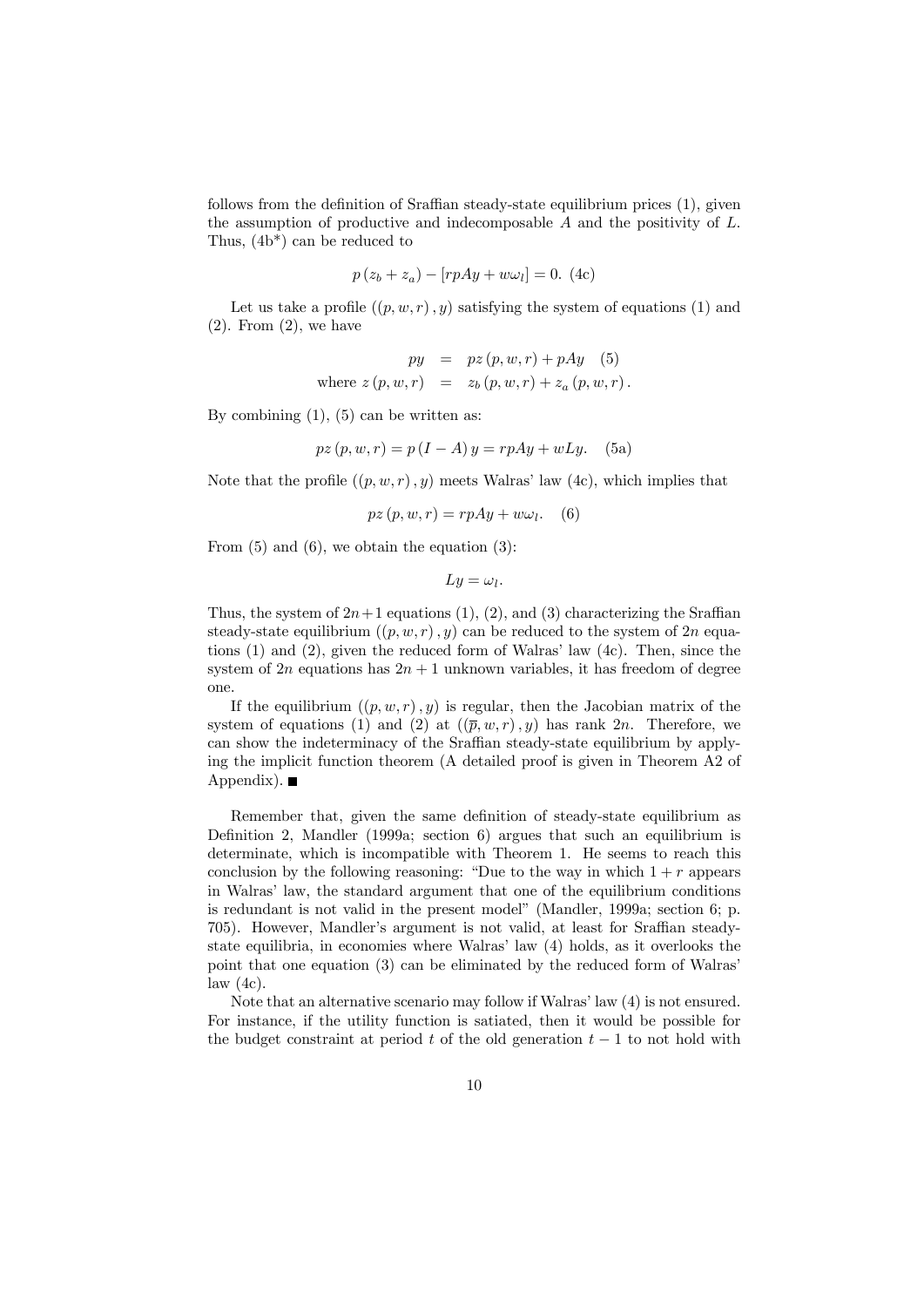follows from the definition of Sraffian steady-state equilibrium prices (1), given the assumption of productive and indecomposable $A$ and the positivity of $L$. Thus, (4b*) can be reduced to

$$p\left(z_b + z_a\right) - \left[rpAy + w\omega_l\right] = 0. \text{ (4c)}$$

Let us take a profile $((p, w, r), y)$ satisfying the system of equations (1) and (2). From (2), we have

$$\begin{aligned} py &= pz\left(p, w, r\right) + pAy \quad (5) \\ \text{where } z\left(p, w, r\right) &= z_b\left(p, w, r\right) + z_a\left(p, w, r\right). \end{aligned}$$

By combining (1), (5) can be written as:

$$pz\left(p, w, r\right) = p\left(I - A\right)y = rpAy + wLy. \quad \text{(5a)}$$

Note that the profile $((p, w, r), y)$ meets Walras' law (4c), which implies that

$$pz\left(p, w, r\right) = rpAy + w\omega_l. \quad (6)$$

From (5) and (6), we obtain the equation (3):

$$Ly = \omega_l.$$

Thus, the system of $2n+1$ equations (1), (2), and (3) characterizing the Sraffian steady-state equilibrium $((p, w, r), y)$ can be reduced to the system of $2n$ equations (1) and (2), given the reduced form of Walras' law (4c). Then, since the system of $2n$ equations has $2n+1$ unknown variables, it has freedom of degree one.

If the equilibrium $((p, w, r), y)$ is regular, then the Jacobian matrix of the system of equations (1) and (2) at $((\overline{p}, w, r), y)$ has rank $2n$. Therefore, we can show the indeterminacy of the Sraffian steady-state equilibrium by applying the implicit function theorem (A detailed proof is given in Theorem A2 of Appendix). ■

Remember that, given the same definition of steady-state equilibrium as Definition 2, Mandler (1999a; section 6) argues that such an equilibrium is determinate, which is incompatible with Theorem 1. He seems to reach this conclusion by the following reasoning: "Due to the way in which $1+r$ appears in Walras' law, the standard argument that one of the equilibrium conditions is redundant is not valid in the present model" (Mandler, 1999a; section 6; p. 705). However, Mandler's argument is not valid, at least for Sraffian steady-state equilibria, in economies where Walras' law (4) holds, as it overlooks the point that one equation (3) can be eliminated by the reduced form of Walras' law (4c).

Note that an alternative scenario may follow if Walras' law (4) is not ensured. For instance, if the utility function is satiated, then it would be possible for the budget constraint at period $t$ of the old generation $t-1$ to not hold with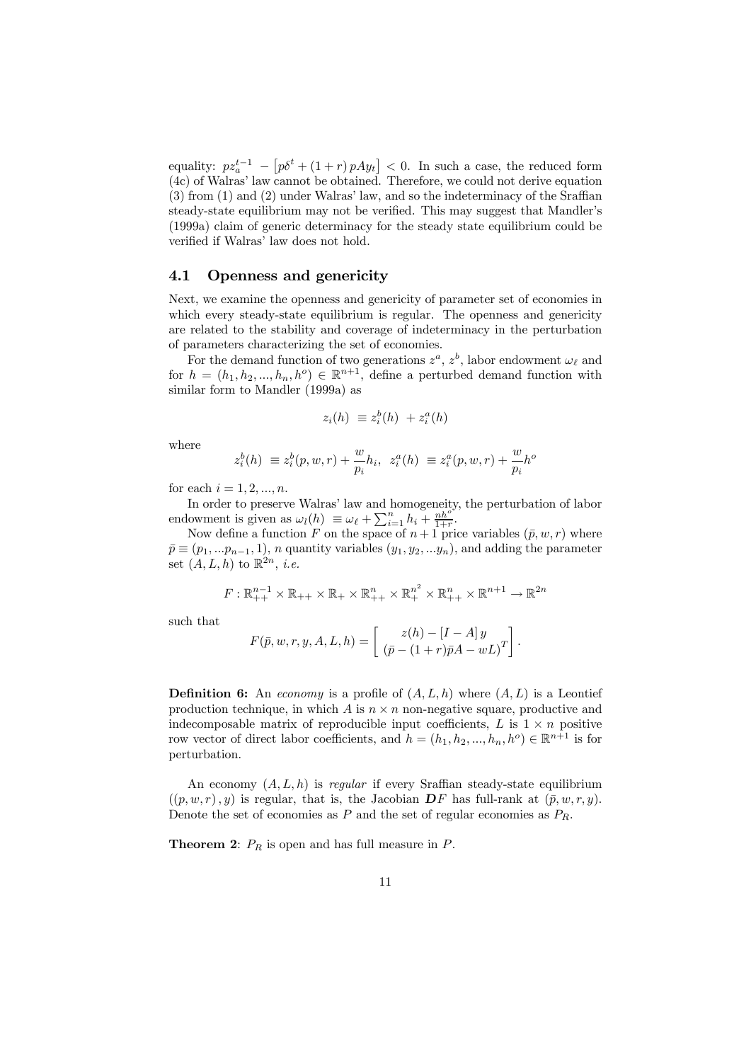equality: $pz_a^{t-1} - \left[p\delta^t + (1+r)\, pAy_t\right] < 0$. In such a case, the reduced form (4c) of Walras' law cannot be obtained. Therefore, we could not derive equation (3) from (1) and (2) under Walras' law, and so the indeterminacy of the Sraffian steady-state equilibrium may not be verified. This may suggest that Mandler's (1999a) claim of generic determinacy for the steady state equilibrium could be verified if Walras' law does not hold.

### 4.1 Openness and genericity

Next, we examine the openness and genericity of parameter set of economies in which every steady-state equilibrium is regular. The openness and genericity are related to the stability and coverage of indeterminacy in the perturbation of parameters characterizing the set of economies.

For the demand function of two generations $z^a$, $z^b$, labor endowment $\omega_\ell$ and for $h = (h_1, h_2, ..., h_n, h^o) \in \mathbb{R}^{n+1}$, define a perturbed demand function with similar form to Mandler (1999a) as

$$z_i(h) \equiv z_i^b(h) + z_i^a(h)$$

where

$$z_i^b(h) \equiv z_i^b(p, w, r) + \frac{w}{p_i} h_i, \quad z_i^a(h) \equiv z_i^a(p, w, r) + \frac{w}{p_i} h^o$$

for each $i = 1, 2, ..., n$.

In order to preserve Walras' law and homogeneity, the perturbation of labor endowment is given as $\omega_l(h) \equiv \omega_\ell + \sum_{i=1}^n h_i + \frac{nh^o}{1+r}$.

Now define a function $F$ on the space of $n+1$ price variables $(\bar{p}, w, r)$ where $\bar{p} \equiv (p_1, ...p_{n-1}, 1)$, $n$ quantity variables $(y_1, y_2, ...y_n)$, and adding the parameter set $(A, L, h)$ to $\mathbb{R}^{2n}$, *i.e.*

$$F : \mathbb{R}_{++}^{n-1} \times \mathbb{R}_{++} \times \mathbb{R}_{+} \times \mathbb{R}_{++}^{n} \times \mathbb{R}_{+}^{n^2} \times \mathbb{R}_{++}^{n} \times \mathbb{R}^{n+1} \rightarrow \mathbb{R}^{2n}$$

such that

$$F(\bar{p}, w, r, y, A, L, h) = \begin{bmatrix} z(h) - [I - A]\, y \\ (\bar{p} - (1+r)\bar{p}A - wL)^T \end{bmatrix}.$$

**Definition 6:** An *economy* is a profile of $(A, L, h)$ where $(A, L)$ is a Leontief production technique, in which $A$ is $n \times n$ non-negative square, productive and indecomposable matrix of reproducible input coefficients, $L$ is $1 \times n$ positive row vector of direct labor coefficients, and $h = (h_1, h_2, ..., h_n, h^o) \in \mathbb{R}^{n+1}$ is for perturbation.

An economy $(A, L, h)$ is *regular* if every Sraffian steady-state equilibrium $((p, w, r), y)$ is regular, that is, the Jacobian $\boldsymbol{D}F$ has full-rank at $(\bar{p}, w, r, y)$. Denote the set of economies as $P$ and the set of regular economies as $P_R$.

**Theorem 2**: $P_R$ is open and has full measure in $P$.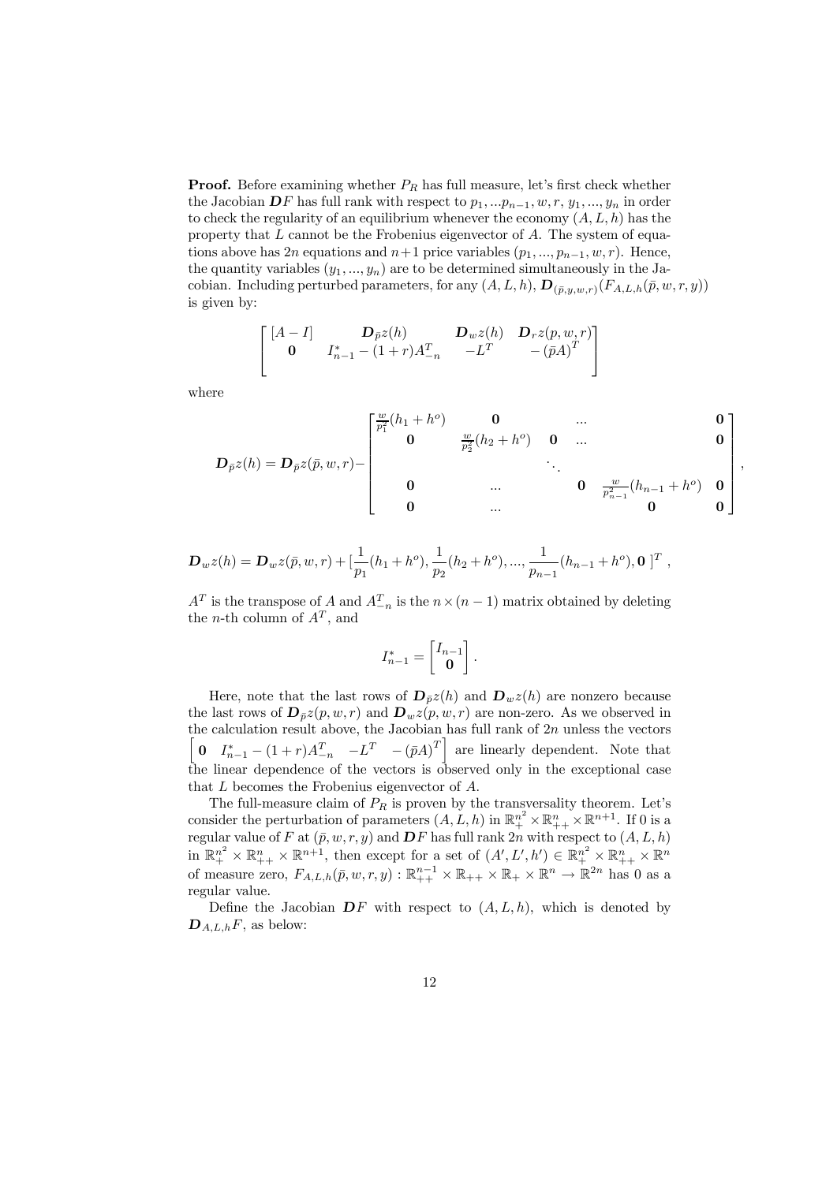**Proof.** Before examining whether $P_R$ has full measure, let's first check whether the Jacobian $\boldsymbol{D}F$ has full rank with respect to $p_1, ...p_{n-1}, w, r, y_1, ..., y_n$ in order to check the regularity of an equilibrium whenever the economy $(A, L, h)$ has the property that $L$ cannot be the Frobenius eigenvector of $A$. The system of equations above has $2n$ equations and $n+1$ price variables $(p_1, ..., p_{n-1}, w, r)$. Hence, the quantity variables $(y_1, ..., y_n)$ are to be determined simultaneously in the Jacobian. Including perturbed parameters, for any $(A, L, h)$, $\boldsymbol{D}_{(\bar{p},y,w,r)}(F_{A,L,h}(\bar{p}, w, r, y))$ is given by:

$$\begin{bmatrix} [A-I] & \boldsymbol{D}_{\bar{p}}z(h) & \boldsymbol{D}_w z(h) & \boldsymbol{D}_r z(p,w,r) \\ \mathbf{0} & I^*_{n-1} - (1+r)A^T_{-n} & -L^T & -(\bar{p}A)^T \end{bmatrix}$$

where

$$\boldsymbol{D}_{\bar{p}}z(h) = \boldsymbol{D}_{\bar{p}}z(\bar{p}, w, r) - \begin{bmatrix} \frac{w}{p_1^2}(h_1 + h^o) & \mathbf{0} & & \cdots & \mathbf{0} \\ \mathbf{0} & \frac{w}{p_2^2}(h_2 + h^o) & \mathbf{0} & \cdots & \mathbf{0} \\ & & \ddots & & \\ \mathbf{0} & \cdots & \mathbf{0} & \frac{w}{p_{n-1}^2}(h_{n-1} + h^o) & \mathbf{0} \\ \mathbf{0} & \cdots & & \mathbf{0} & \mathbf{0} \end{bmatrix},$$

$$\boldsymbol{D}_w z(h) = \boldsymbol{D}_w z(\bar{p}, w, r) + [\frac{1}{p_1}(h_1 + h^o), \frac{1}{p_2}(h_2 + h^o), ..., \frac{1}{p_{n-1}}(h_{n-1} + h^o), \mathbf{0}\ ]^T,$$

$A^T$ is the transpose of $A$ and $A^T_{-n}$ is the $n \times (n-1)$ matrix obtained by deleting the $n$-th column of $A^T$, and

$$I^*_{n-1} = \begin{bmatrix} I_{n-1} \\ \mathbf{0} \end{bmatrix}.$$

Here, note that the last rows of $\boldsymbol{D}_{\bar{p}}z(h)$ and $\boldsymbol{D}_w z(h)$ are nonzero because the last rows of $\boldsymbol{D}_{\bar{p}}z(p, w, r)$ and $\boldsymbol{D}_w z(p, w, r)$ are non-zero. As we observed in the calculation result above, the Jacobian has full rank of $2n$ unless the vectors $\begin{bmatrix} \mathbf{0} & I^*_{n-1} - (1+r)A^T_{-n} & -L^T & -(\bar{p}A)^T \end{bmatrix}$ are linearly dependent. Note that the linear dependence of the vectors is observed only in the exceptional case that $L$ becomes the Frobenius eigenvector of $A$.

The full-measure claim of $P_R$ is proven by the transversality theorem. Let's consider the perturbation of parameters $(A, L, h)$ in $\mathbb{R}^{n^2}_+ \times \mathbb{R}^n_{++} \times \mathbb{R}^{n+1}$. If 0 is a regular value of $F$ at $(\bar{p}, w, r, y)$ and $\boldsymbol{D}F$ has full rank $2n$ with respect to $(A, L, h)$ in $\mathbb{R}^{n^2}_+ \times \mathbb{R}^n_{++} \times \mathbb{R}^{n+1}$, then except for a set of $(A', L', h') \in \mathbb{R}^{n^2}_+ \times \mathbb{R}^n_{++} \times \mathbb{R}^n$ of measure zero, $F_{A,L,h}(\bar{p}, w, r, y) : \mathbb{R}^{n-1}_{++} \times \mathbb{R}_{++} \times \mathbb{R}_+ \times \mathbb{R}^n \to \mathbb{R}^{2n}$ has 0 as a regular value.

Define the Jacobian $\boldsymbol{D}F$ with respect to $(A, L, h)$, which is denoted by $\boldsymbol{D}_{A,L,h}F$, as below: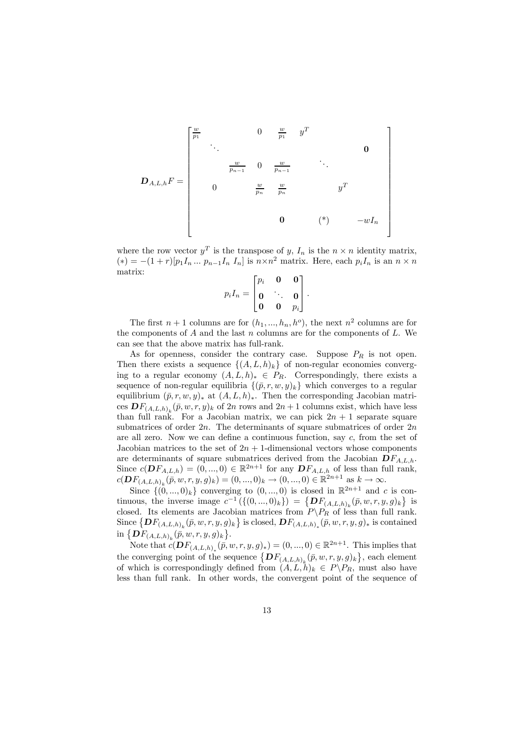$$
\boldsymbol{D}_{A,L,h}F = \begin{bmatrix}
\frac{w}{p_1} & & & 0 & \frac{w}{p_1} & y^T & & & \\
& \ddots & & & & & & & \mathbf{0} \\
& & \frac{w}{p_{n-1}} & 0 & \frac{w}{p_{n-1}} & & \ddots & & \\
& 0 & & \frac{w}{p_n} & \frac{w}{p_n} & & & y^T & \\
& & & & & & & & \\
& & & & \mathbf{0} & & (*) & & -wI_n \\
& & & & & & & &
\end{bmatrix}
$$

where the row vector $y^T$ is the transpose of $y$, $I_n$ is the $n \times n$ identity matrix, $(*) = -(1+r)[p_1 I_n \ldots p_{n-1} I_n \; I_n]$ is $n \times n^2$ matrix. Here, each $p_i I_n$ is an $n \times n$ matrix:

$$
p_i I_n = \begin{bmatrix} p_i & \mathbf{0} & \mathbf{0} \\ \mathbf{0} & \ddots & \mathbf{0} \\ \mathbf{0} & \mathbf{0} & p_i \end{bmatrix}.
$$

The first $n+1$ columns are for $(h_1, ..., h_n, h^o)$, the next $n^2$ columns are for the components of $A$ and the last $n$ columns are for the components of $L$. We can see that the above matrix has full-rank.

As for openness, consider the contrary case. Suppose $P_R$ is not open. Then there exists a sequence $\{(A, L, h)_k\}$ of non-regular economies converging to a regular economy $(A, L, h)_* \in P_R$. Correspondingly, there exists a sequence of non-regular equilibria $\{(\bar{p}, r, w, y)_k\}$ which converges to a regular equilibrium $(\bar{p}, r, w, y)_*$ at $(A, L, h)_*$. Then the corresponding Jacobian matrices $\boldsymbol{D}F_{(A,L,h)_k}(\bar{p}, w, r, y)_k$ of $2n$ rows and $2n+1$ columns exist, which have less than full rank. For a Jacobian matrix, we can pick $2n+1$ separate square submatrices of order $2n$. The determinants of square submatrices of order $2n$ are all zero. Now we can define a continuous function, say $c$, from the set of Jacobian matrices to the set of $2n+1$-dimensional vectors whose components are determinants of square submatrices derived from the Jacobian $\boldsymbol{D}F_{A,L,h}$. Since $c(\boldsymbol{D}F_{A,L,h}) = (0, ..., 0) \in \mathbb{R}^{2n+1}$ for any $\boldsymbol{D}F_{A,L,h}$ of less than full rank, $c(\boldsymbol{D}F_{(A,L,h)_k}(\bar{p}, w, r, y, g)_k) = (0, ..., 0)_k \to (0, ..., 0) \in \mathbb{R}^{2n+1}$ as $k \to \infty$.

Since $\{(0, ..., 0)_k\}$ converging to $(0, ..., 0)$ is closed in $\mathbb{R}^{2n+1}$ and $c$ is continuous, the inverse image $c^{-1}(\{(0, ..., 0)_k\}) = \{\boldsymbol{D}F_{(A,L,h)_k}(\bar{p}, w, r, y, g)_k\}$ is closed. Its elements are Jacobian matrices from $P \backslash P_R$ of less than full rank. Since $\{\boldsymbol{D}F_{(A,L,h)_k}(\bar{p}, w, r, y, g)_k\}$ is closed, $\boldsymbol{D}F_{(A,L,h)_*}(\bar{p}, w, r, y, g)_*$ is contained in $\{\boldsymbol{D}F_{(A,L,h)_k}(\bar{p}, w, r, y, g)_k\}$.

Note that $c(\boldsymbol{D}F_{(A,L,h)_*}(\bar{p}, w, r, y, g)_*) = (0, ..., 0) \in \mathbb{R}^{2n+1}$. This implies that the converging point of the sequence $\{\boldsymbol{D}F_{(A,L,h)_k}(\bar{p}, w, r, y, g)_k\}$, each element of which is correspondingly defined from $(A, L, h)_k \in P \backslash P_R$, must also have less than full rank. In other words, the convergent point of the sequence of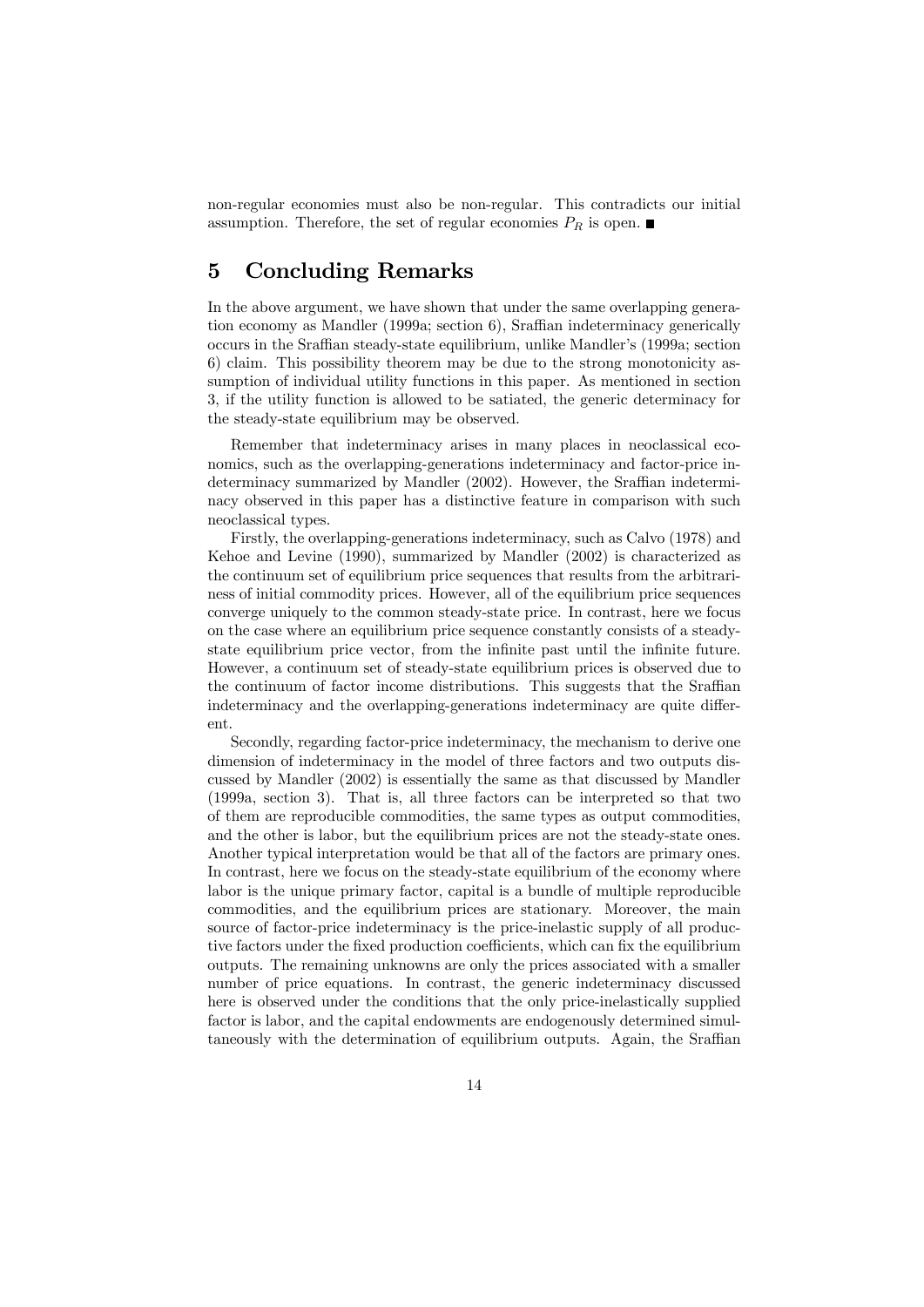non-regular economies must also be non-regular. This contradicts our initial assumption. Therefore, the set of regular economies $P_R$ is open. ■

## 5 Concluding Remarks

In the above argument, we have shown that under the same overlapping generation economy as Mandler (1999a; section 6), Sraffian indeterminacy generically occurs in the Sraffian steady-state equilibrium, unlike Mandler's (1999a; section 6) claim. This possibility theorem may be due to the strong monotonicity assumption of individual utility functions in this paper. As mentioned in section 3, if the utility function is allowed to be satiated, the generic determinacy for the steady-state equilibrium may be observed.

Remember that indeterminacy arises in many places in neoclassical economics, such as the overlapping-generations indeterminacy and factor-price indeterminacy summarized by Mandler (2002). However, the Sraffian indeterminacy observed in this paper has a distinctive feature in comparison with such neoclassical types.

Firstly, the overlapping-generations indeterminacy, such as Calvo (1978) and Kehoe and Levine (1990), summarized by Mandler (2002) is characterized as the continuum set of equilibrium price sequences that results from the arbitrariness of initial commodity prices. However, all of the equilibrium price sequences converge uniquely to the common steady-state price. In contrast, here we focus on the case where an equilibrium price sequence constantly consists of a steady-state equilibrium price vector, from the infinite past until the infinite future. However, a continuum set of steady-state equilibrium prices is observed due to the continuum of factor income distributions. This suggests that the Sraffian indeterminacy and the overlapping-generations indeterminacy are quite different.

Secondly, regarding factor-price indeterminacy, the mechanism to derive one dimension of indeterminacy in the model of three factors and two outputs discussed by Mandler (2002) is essentially the same as that discussed by Mandler (1999a, section 3). That is, all three factors can be interpreted so that two of them are reproducible commodities, the same types as output commodities, and the other is labor, but the equilibrium prices are not the steady-state ones. Another typical interpretation would be that all of the factors are primary ones. In contrast, here we focus on the steady-state equilibrium of the economy where labor is the unique primary factor, capital is a bundle of multiple reproducible commodities, and the equilibrium prices are stationary. Moreover, the main source of factor-price indeterminacy is the price-inelastic supply of all productive factors under the fixed production coefficients, which can fix the equilibrium outputs. The remaining unknowns are only the prices associated with a smaller number of price equations. In contrast, the generic indeterminacy discussed here is observed under the conditions that the only price-inelastically supplied factor is labor, and the capital endowments are endogenously determined simultaneously with the determination of equilibrium outputs. Again, the Sraffian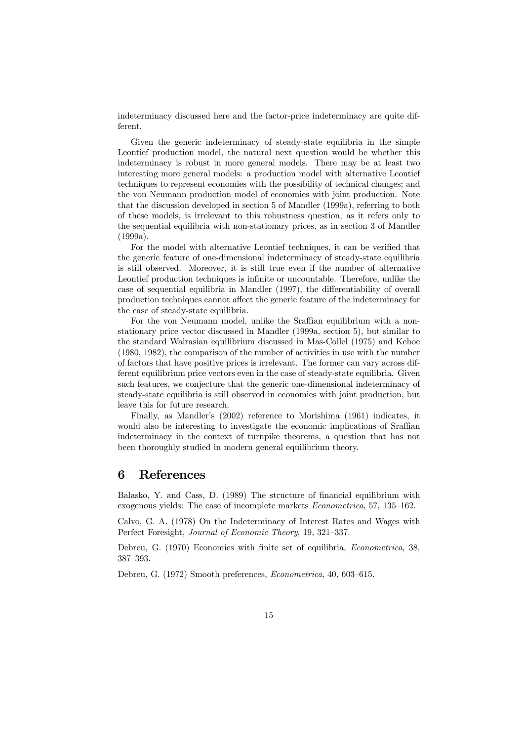indeterminacy discussed here and the factor-price indeterminacy are quite different.

Given the generic indeterminacy of steady-state equilibria in the simple Leontief production model, the natural next question would be whether this indeterminacy is robust in more general models. There may be at least two interesting more general models: a production model with alternative Leontief techniques to represent economies with the possibility of technical changes; and the von Neumann production model of economies with joint production. Note that the discussion developed in section 5 of Mandler (1999a), referring to both of these models, is irrelevant to this robustness question, as it refers only to the sequential equilibria with non-stationary prices, as in section 3 of Mandler (1999a).

For the model with alternative Leontief techniques, it can be verified that the generic feature of one-dimensional indeterminacy of steady-state equilibria is still observed. Moreover, it is still true even if the number of alternative Leontief production techniques is infinite or uncountable. Therefore, unlike the case of sequential equilibria in Mandler (1997), the differentiability of overall production techniques cannot affect the generic feature of the indeterminacy for the case of steady-state equilibria.

For the von Neumann model, unlike the Sraffian equilibrium with a non-stationary price vector discussed in Mandler (1999a, section 5), but similar to the standard Walrasian equilibrium discussed in Mas-Collel (1975) and Kehoe (1980, 1982), the comparison of the number of activities in use with the number of factors that have positive prices is irrelevant. The former can vary across different equilibrium price vectors even in the case of steady-state equilibria. Given such features, we conjecture that the generic one-dimensional indeterminacy of steady-state equilibria is still observed in economies with joint production, but leave this for future research.

Finally, as Mandler's (2002) reference to Morishima (1961) indicates, it would also be interesting to investigate the economic implications of Sraffian indeterminacy in the context of turnpike theorems, a question that has not been thoroughly studied in modern general equilibrium theory.

# 6 References

Balasko, Y. and Cass, D. (1989) The structure of financial equilibrium with exogenous yields: The case of incomplete markets *Econometrica*, 57, 135–162.

Calvo, G. A. (1978) On the Indeterminacy of Interest Rates and Wages with Perfect Foresight, *Journal of Economic Theory*, 19, 321–337.

Debreu, G. (1970) Economies with finite set of equilibria, *Econometrica*, 38, 387–393.

Debreu, G. (1972) Smooth preferences, *Econometrica*, 40, 603–615.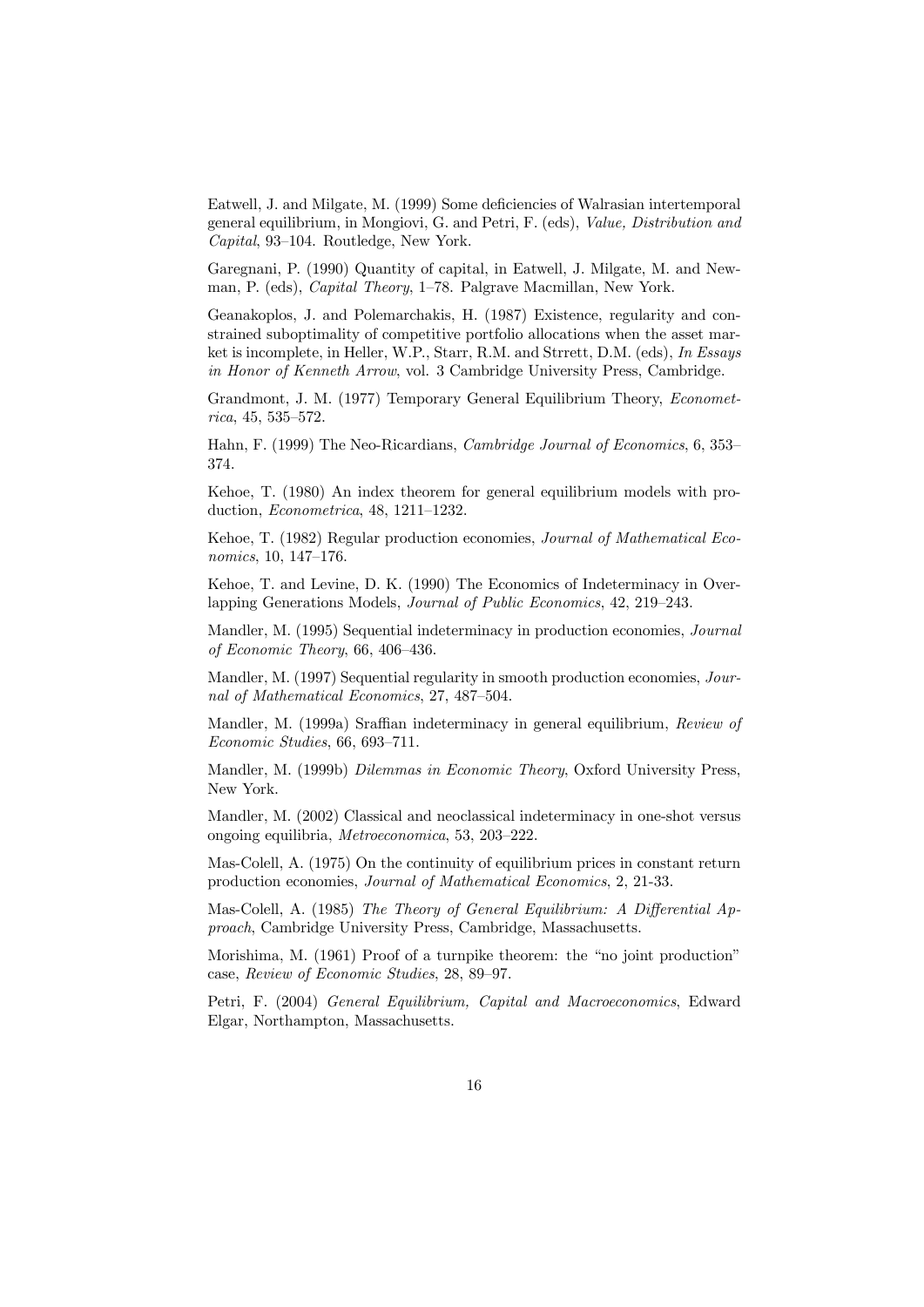Eatwell, J. and Milgate, M. (1999) Some deficiencies of Walrasian intertemporal general equilibrium, in Mongiovi, G. and Petri, F. (eds), *Value, Distribution and Capital*, 93–104. Routledge, New York.

Garegnani, P. (1990) Quantity of capital, in Eatwell, J. Milgate, M. and Newman, P. (eds), *Capital Theory*, 1–78. Palgrave Macmillan, New York.

Geanakoplos, J. and Polemarchakis, H. (1987) Existence, regularity and constrained suboptimality of competitive portfolio allocations when the asset market is incomplete, in Heller, W.P., Starr, R.M. and Strrett, D.M. (eds), *In Essays in Honor of Kenneth Arrow*, vol. 3 Cambridge University Press, Cambridge.

Grandmont, J. M. (1977) Temporary General Equilibrium Theory, *Econometrica*, 45, 535–572.

Hahn, F. (1999) The Neo-Ricardians, *Cambridge Journal of Economics*, 6, 353–374.

Kehoe, T. (1980) An index theorem for general equilibrium models with production, *Econometrica*, 48, 1211–1232.

Kehoe, T. (1982) Regular production economies, *Journal of Mathematical Economics*, 10, 147–176.

Kehoe, T. and Levine, D. K. (1990) The Economics of Indeterminacy in Overlapping Generations Models, *Journal of Public Economics*, 42, 219–243.

Mandler, M. (1995) Sequential indeterminacy in production economies, *Journal of Economic Theory*, 66, 406–436.

Mandler, M. (1997) Sequential regularity in smooth production economies, *Journal of Mathematical Economics*, 27, 487–504.

Mandler, M. (1999a) Sraffian indeterminacy in general equilibrium, *Review of Economic Studies*, 66, 693–711.

Mandler, M. (1999b) *Dilemmas in Economic Theory*, Oxford University Press, New York.

Mandler, M. (2002) Classical and neoclassical indeterminacy in one-shot versus ongoing equilibria, *Metroeconomica*, 53, 203–222.

Mas-Colell, A. (1975) On the continuity of equilibrium prices in constant return production economies, *Journal of Mathematical Economics*, 2, 21-33.

Mas-Colell, A. (1985) *The Theory of General Equilibrium: A Differential Approach*, Cambridge University Press, Cambridge, Massachusetts.

Morishima, M. (1961) Proof of a turnpike theorem: the "no joint production" case, *Review of Economic Studies*, 28, 89–97.

Petri, F. (2004) *General Equilibrium, Capital and Macroeconomics*, Edward Elgar, Northampton, Massachusetts.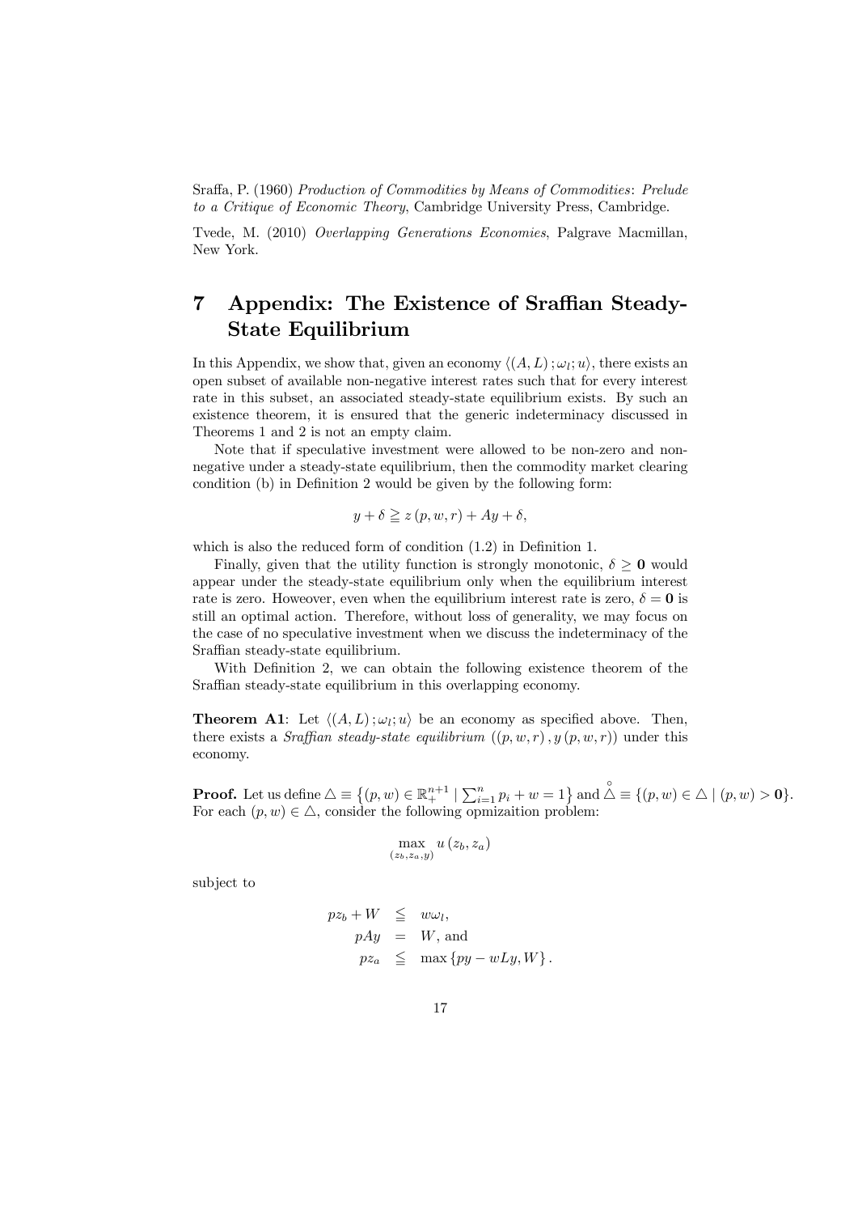Sraffa, P. (1960) *Production of Commodities by Means of Commodities: Prelude to a Critique of Economic Theory*, Cambridge University Press, Cambridge.

Tvede, M. (2010) *Overlapping Generations Economies*, Palgrave Macmillan, New York.

## 7 Appendix: The Existence of Sraffian Steady-State Equilibrium

In this Appendix, we show that, given an economy $\langle (A, L); \omega_l; u \rangle$, there exists an open subset of available non-negative interest rates such that for every interest rate in this subset, an associated steady-state equilibrium exists. By such an existence theorem, it is ensured that the generic indeterminacy discussed in Theorems 1 and 2 is not an empty claim.

Note that if speculative investment were allowed to be non-zero and non-negative under a steady-state equilibrium, then the commodity market clearing condition (b) in Definition 2 would be given by the following form:

$$y + \delta \geqq z(p, w, r) + Ay + \delta,$$

which is also the reduced form of condition (1.2) in Definition 1.

Finally, given that the utility function is strongly monotonic, $\delta \geq \mathbf{0}$ would appear under the steady-state equilibrium only when the equilibrium interest rate is zero. However, even when the equilibrium interest rate is zero, $\delta = \mathbf{0}$ is still an optimal action. Therefore, without loss of generality, we may focus on the case of no speculative investment when we discuss the indeterminacy of the Sraffian steady-state equilibrium.

With Definition 2, we can obtain the following existence theorem of the Sraffian steady-state equilibrium in this overlapping economy.

**Theorem A1**: Let $\langle (A, L); \omega_l; u \rangle$ be an economy as specified above. Then, there exists a *Sraffian steady-state equilibrium* $((p, w, r), y(p, w, r))$ under this economy.

**Proof.** Let us define $\triangle \equiv \left\{ (p, w) \in \mathbb{R}_+^{n+1} \mid \sum_{i=1}^{n} p_i + w = 1 \right\}$ and $\overset{\circ}{\triangle} \equiv \{(p, w) \in \triangle \mid (p, w) > \mathbf{0}\}$. For each $(p, w) \in \triangle$, consider the following opmizaition problem:

$$\max_{(z_b, z_a, y)} u(z_b, z_a)$$

subject to

$$\begin{aligned} pz_b + W &\leqq w\omega_l, \\ pAy &= W, \text{ and} \\ pz_a &\leqq \max\{py - wLy, W\}. \end{aligned}$$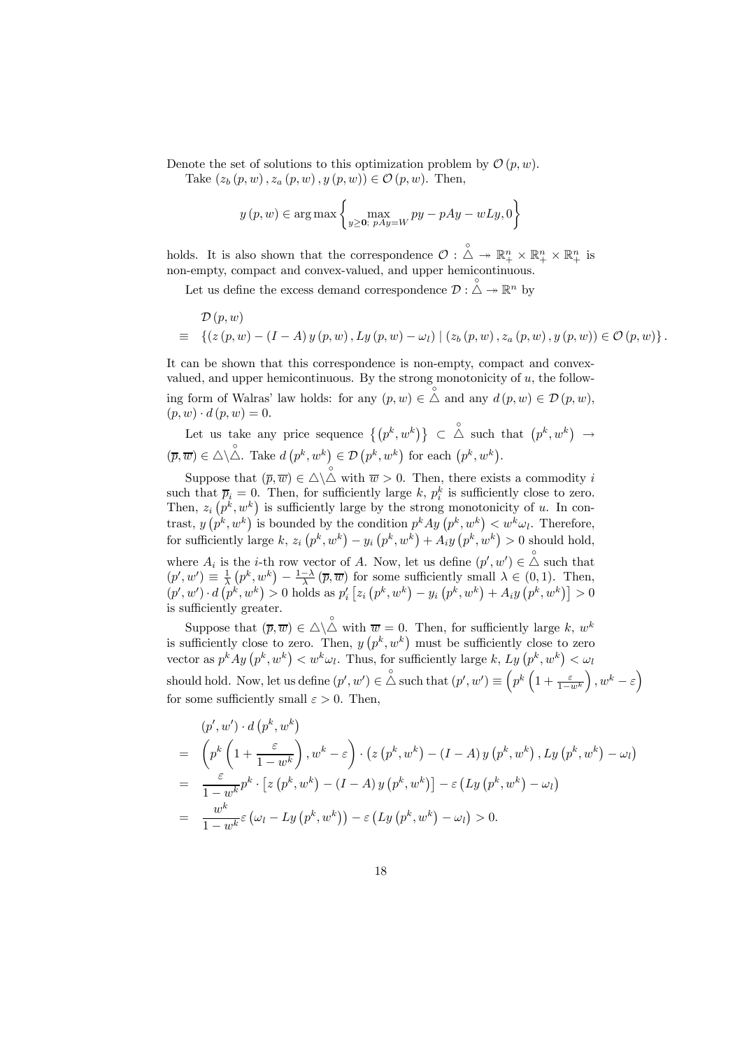Denote the set of solutions to this optimization problem by $\mathcal{O}(p,w)$.

Take $(z_b(p,w), z_a(p,w), y(p,w)) \in \mathcal{O}(p,w)$. Then,

$$y(p,w) \in \arg\max \left\{ \max_{y \geq \mathbf{0};\ pAy = W} py - pAy - wLy, 0 \right\}$$

holds. It is also shown that the correspondence $\mathcal{O} : \mathring{\triangle} \twoheadrightarrow \mathbb{R}_+^n \times \mathbb{R}_+^n \times \mathbb{R}_+^n$ is non-empty, compact and convex-valued, and upper hemicontinuous.

Let us define the excess demand correspondence $\mathcal{D} : \mathring{\triangle} \twoheadrightarrow \mathbb{R}^n$ by

$$\begin{aligned} & \mathcal{D}(p,w) \\ \equiv\ & \left\{ (z(p,w) - (I-A)y(p,w), Ly(p,w) - \omega_l) \mid (z_b(p,w), z_a(p,w), y(p,w)) \in \mathcal{O}(p,w) \right\}. \end{aligned}$$

It can be shown that this correspondence is non-empty, compact and convex-valued, and upper hemicontinuous. By the strong monotonicity of $u$, the following form of Walras' law holds: for any $(p,w) \in \mathring{\triangle}$ and any $d(p,w) \in \mathcal{D}(p,w)$, $(p,w) \cdot d(p,w) = 0$.

Let us take any price sequence $\left\{ \left(p^k, w^k\right) \right\} \subset \mathring{\triangle}$ such that $\left(p^k, w^k\right) \to (\overline{p}, \overline{w}) \in \triangle \backslash \mathring{\triangle}$. Take $d\left(p^k, w^k\right) \in \mathcal{D}\left(p^k, w^k\right)$ for each $\left(p^k, w^k\right)$.

Suppose that $(\overline{p}, \overline{w}) \in \triangle \backslash \mathring{\triangle}$ with $\overline{w} > 0$. Then, there exists a commodity $i$ such that $\overline{p}_i = 0$. Then, for sufficiently large $k$, $p_i^k$ is sufficiently close to zero. Then, $z_i\left(p^k, w^k\right)$ is sufficiently large by the strong monotonicity of $u$. In contrast, $y\left(p^k, w^k\right)$ is bounded by the condition $p^k Ay\left(p^k, w^k\right) < w^k \omega_l$. Therefore, for sufficiently large $k$, $z_i\left(p^k, w^k\right) - y_i\left(p^k, w^k\right) + A_i y\left(p^k, w^k\right) > 0$ should hold, where $A_i$ is the $i$-th row vector of $A$. Now, let us define $(p', w') \in \mathring{\triangle}$ such that $(p', w') \equiv \frac{1}{\lambda}\left(p^k, w^k\right) - \frac{1-\lambda}{\lambda}(\overline{p}, \overline{w})$ for some sufficiently small $\lambda \in (0,1)$. Then, $(p', w') \cdot d\left(p^k, w^k\right) > 0$ holds as $p_i'\left[z_i\left(p^k, w^k\right) - y_i\left(p^k, w^k\right) + A_i y\left(p^k, w^k\right)\right] > 0$ is sufficiently greater.

Suppose that $(\overline{p}, \overline{w}) \in \triangle \backslash \mathring{\triangle}$ with $\overline{w} = 0$. Then, for sufficiently large $k$, $w^k$ is sufficiently close to zero. Then, $y\left(p^k, w^k\right)$ must be sufficiently close to zero vector as $p^k Ay\left(p^k, w^k\right) < w^k \omega_l$. Thus, for sufficiently large $k$, $Ly\left(p^k, w^k\right) < \omega_l$ should hold. Now, let us define $(p', w') \in \mathring{\triangle}$ such that $(p', w') \equiv \left(p^k\left(1 + \frac{\varepsilon}{1-w^k}\right), w^k - \varepsilon\right)$ for some sufficiently small $\varepsilon > 0$. Then,

$$\begin{aligned} & (p', w') \cdot d\left(p^k, w^k\right) \\ =\ & \left(p^k\left(1 + \frac{\varepsilon}{1-w^k}\right), w^k - \varepsilon\right) \cdot \left(z\left(p^k, w^k\right) - (I-A)y\left(p^k, w^k\right), Ly\left(p^k, w^k\right) - \omega_l\right) \\ =\ & \frac{\varepsilon}{1-w^k} p^k \cdot \left[z\left(p^k, w^k\right) - (I-A)y\left(p^k, w^k\right)\right] - \varepsilon\left(Ly\left(p^k, w^k\right) - \omega_l\right) \\ =\ & \frac{w^k}{1-w^k}\varepsilon\left(\omega_l - Ly\left(p^k, w^k\right)\right) - \varepsilon\left(Ly\left(p^k, w^k\right) - \omega_l\right) > 0. \end{aligned}$$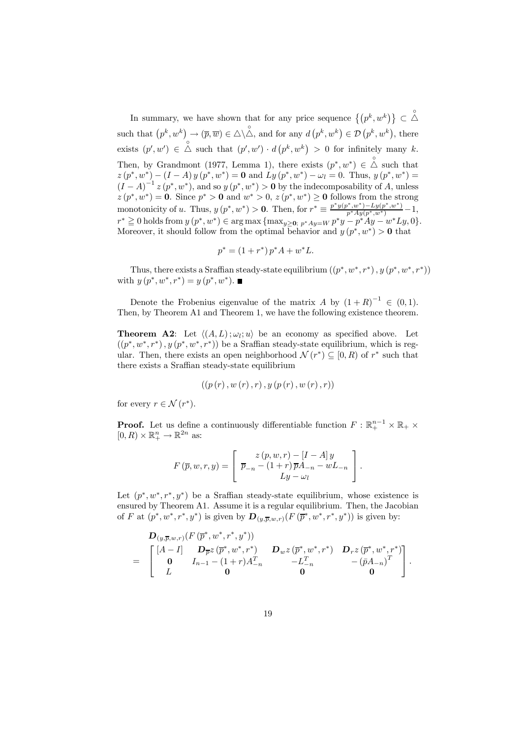In summary, we have shown that for any price sequence $\{(p^k, w^k)\} \subset \overset{\circ}{\triangle}$ such that $(p^k, w^k) \to (\overline{p}, \overline{w}) \in \triangle \backslash \overset{\circ}{\triangle}$, and for any $d(p^k, w^k) \in \mathcal{D}(p^k, w^k)$, there exists $(p', w') \in \overset{\circ}{\triangle}$ such that $(p', w') \cdot d(p^k, w^k) > 0$ for infinitely many $k$. Then, by Grandmont (1977, Lemma 1), there exists $(p^*, w^*) \in \overset{\circ}{\triangle}$ such that $z(p^*, w^*) - (I - A) y(p^*, w^*) = \mathbf{0}$ and $Ly(p^*, w^*) - \omega_l = 0$. Thus, $y(p^*, w^*) = (I - A)^{-1} z(p^*, w^*)$, and so $y(p^*, w^*) > \mathbf{0}$ by the indecomposability of $A$, unless $z(p^*, w^*) = \mathbf{0}$. Since $p^* > \mathbf{0}$ and $w^* > 0$, $z(p^*, w^*) \geq \mathbf{0}$ follows from the strong monotonicity of $u$. Thus, $y(p^*, w^*) > \mathbf{0}$. Then, for $r^* \equiv \frac{p^* y(p^*, w^*) - Ly(p^*, w^*)}{p^* Ay(p^*, w^*)} - 1$, $r^* \geqq 0$ holds from $y(p^*, w^*) \in \arg\max\{\max_{y \geq \mathbf{0};\, p^* Ay = W} p^* y - p^* Ay - w^* Ly, 0\}$. Moreover, it should follow from the optimal behavior and $y(p^*, w^*) > \mathbf{0}$ that

$$p^* = (1 + r^*) p^* A + w^* L.$$

Thus, there exists a Sraffian steady-state equilibrium $((p^*, w^*, r^*), y(p^*, w^*, r^*))$ with $y(p^*, w^*, r^*) = y(p^*, w^*)$. ■

Denote the Frobenius eigenvalue of the matrix $A$ by $(1 + R)^{-1} \in (0, 1)$. Then, by Theorem A1 and Theorem 1, we have the following existence theorem.

**Theorem A2**: Let $\langle (A, L); \omega_l; u \rangle$ be an economy as specified above. Let $((p^*, w^*, r^*), y(p^*, w^*, r^*))$ be a Sraffian steady-state equilibrium, which is regular. Then, there exists an open neighborhood $\mathcal{N}(r^*) \subseteq [0, R)$ of $r^*$ such that there exists a Sraffian steady-state equilibrium

$$((p(r), w(r), r), y(p(r), w(r), r))$$

for every $r \in \mathcal{N}(r^*)$.

**Proof.** Let us define a continuously differentiable function $F : \mathbb{R}_+^{n-1} \times \mathbb{R}_+ \times [0, R) \times \mathbb{R}_+^n \to \mathbb{R}^{2n}$ as:

$$F(\overline{p}, w, r, y) = \left[ \begin{array}{c} z(p, w, r) - [I - A] y \\ \overline{p}_{-n} - (1 + r) \overline{p} A_{-n} - w L_{-n} \\ Ly - \omega_l \end{array} \right].$$

Let $(p^*, w^*, r^*, y^*)$ be a Sraffian steady-state equilibrium, whose existence is ensured by Theorem A1. Assume it is a regular equilibrium. Then, the Jacobian of $F$ at $(p^*, w^*, r^*, y^*)$ is given by $\boldsymbol{D}_{(y, \overline{p}, w, r)}(F(\overline{p}^*, w^*, r^*, y^*))$ is given by:

$$\begin{aligned} & \boldsymbol{D}_{(y, \overline{p}, w, r)}(F(\overline{p}^*, w^*, r^*, y^*)) \\ = & \left[ \begin{array}{cccc} [A - I] & \boldsymbol{D}_{\overline{p}} z(\overline{p}^*, w^*, r^*) & \boldsymbol{D}_w z(\overline{p}^*, w^*, r^*) & \boldsymbol{D}_r z(\overline{p}^*, w^*, r^*) \\ \mathbf{0} & I_{n-1} - (1 + r) A_{-n}^T & -L_{-n}^T & -(\bar{p} A_{-n})^T \\ L & \mathbf{0} & \mathbf{0} & \mathbf{0} \end{array} \right]. \end{aligned}$$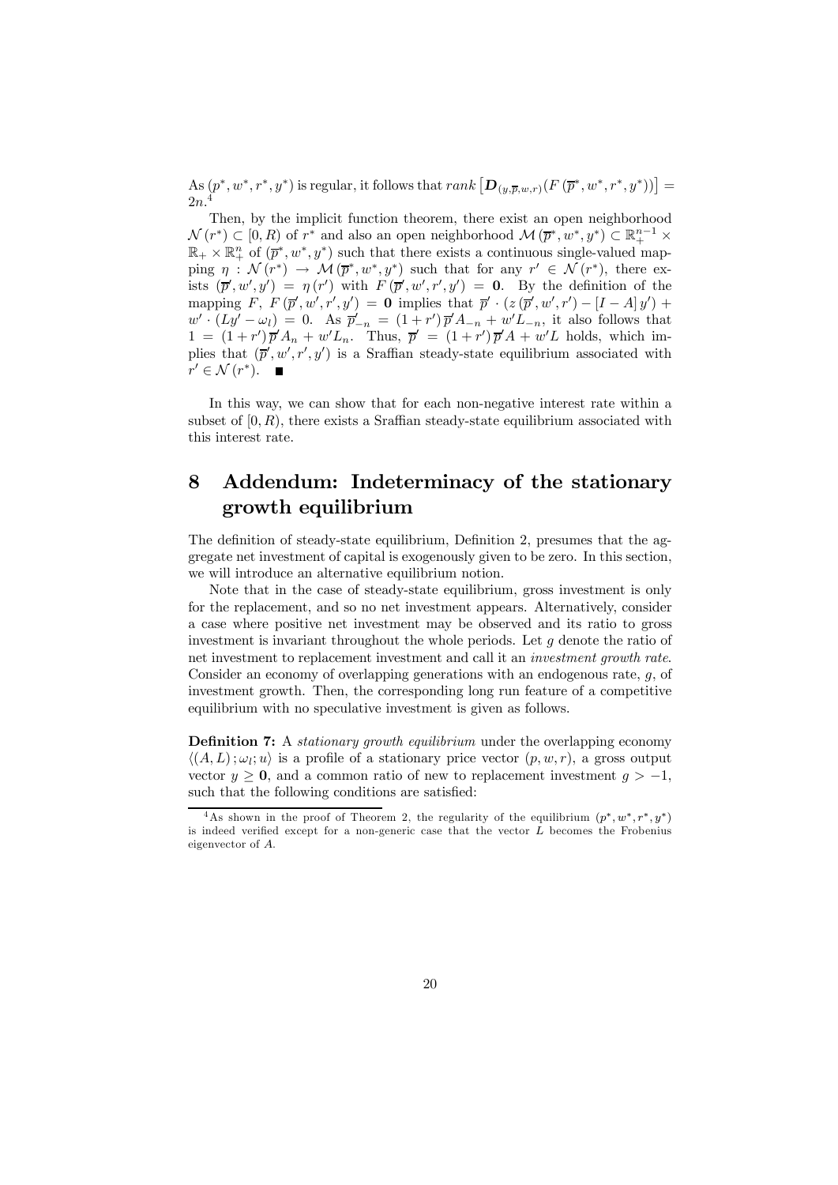As $(p^*, w^*, r^*, y^*)$ is regular, it follows that $rank\left[\boldsymbol{D}_{(y,\overline{p},w,r)}(F(\overline{p}^*, w^*, r^*, y^*))\right] = 2n$.[4]

Then, by the implicit function theorem, there exist an open neighborhood $\mathcal{N}(r^*) \subset [0, R)$ of $r^*$ and also an open neighborhood $\mathcal{M}(\overline{p}^*, w^*, y^*) \subset \mathbb{R}_+^{n-1} \times \mathbb{R}_+ \times \mathbb{R}_+^n$ of $(\overline{p}^*, w^*, y^*)$ such that there exists a continuous single-valued mapping $\eta : \mathcal{N}(r^*) \to \mathcal{M}(\overline{p}^*, w^*, y^*)$ such that for any $r' \in \mathcal{N}(r^*)$, there exists $(\overline{p}', w', y') = \eta(r')$ with $F(\overline{p}', w', r', y') = \mathbf{0}$. By the definition of the mapping $F$, $F(\overline{p}', w', r', y') = \mathbf{0}$ implies that $\overline{p}' \cdot (z(\overline{p}', w', r') - [I - A] y') + w' \cdot (Ly' - \omega_l) = 0$. As $\overline{p}'_{-n} = (1 + r')\overline{p}' A_{-n} + w' L_{-n}$, it also follows that $1 = (1 + r')\overline{p}' A_n + w' L_n$. Thus, $\overline{p}' = (1 + r')\overline{p}' A + w' L$ holds, which implies that $(\overline{p}', w', r', y')$ is a Sraffian steady-state equilibrium associated with $r' \in \mathcal{N}(r^*)$. ∎

In this way, we can show that for each non-negative interest rate within a subset of $[0, R)$, there exists a Sraffian steady-state equilibrium associated with this interest rate.

# 8 Addendum: Indeterminacy of the stationary growth equilibrium

The definition of steady-state equilibrium, Definition 2, presumes that the aggregate net investment of capital is exogenously given to be zero. In this section, we will introduce an alternative equilibrium notion.

Note that in the case of steady-state equilibrium, gross investment is only for the replacement, and so no net investment appears. Alternatively, consider a case where positive net investment may be observed and its ratio to gross investment is invariant throughout the whole periods. Let $g$ denote the ratio of net investment to replacement investment and call it an *investment growth rate*. Consider an economy of overlapping generations with an endogenous rate, $g$, of investment growth. Then, the corresponding long run feature of a competitive equilibrium with no speculative investment is given as follows.

**Definition 7:** A *stationary growth equilibrium* under the overlapping economy $\langle (A, L); \omega_l; u \rangle$ is a profile of a stationary price vector $(p, w, r)$, a gross output vector $y \geq \mathbf{0}$, and a common ratio of new to replacement investment $g > -1$, such that the following conditions are satisfied:

[4] As shown in the proof of Theorem 2, the regularity of the equilibrium $(p^*, w^*, r^*, y^*)$ is indeed verified except for a non-generic case that the vector $L$ becomes the Frobenius eigenvector of $A$.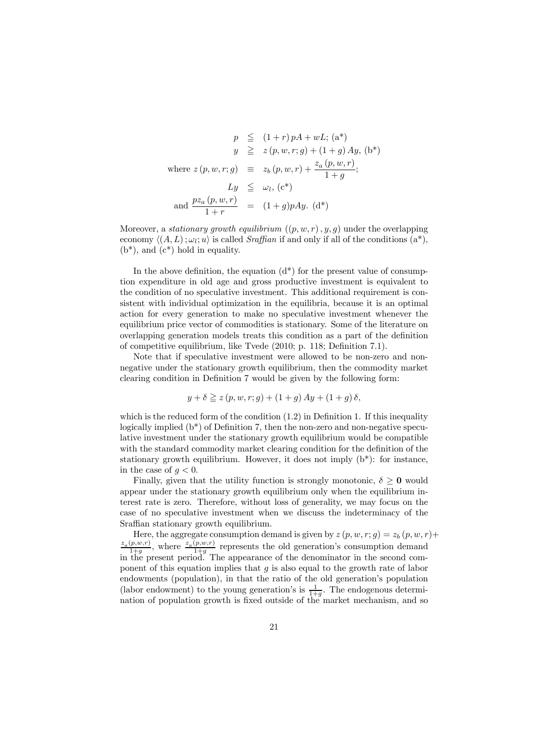$$
\begin{aligned}
p &\leqq (1+r)\,pA + wL;\ (\text{a}^*) \\
y &\geqq z(p,w,r;g) + (1+g)\,Ay,\ (\text{b}^*) \\
\text{where } z(p,w,r;g) &\equiv z_b(p,w,r) + \frac{z_a(p,w,r)}{1+g}; \\
Ly &\leqq \omega_l,\ (\text{c}^*) \\
\text{and } \frac{pz_a(p,w,r)}{1+r} &= (1+g)pAy.\ (\text{d}^*)
\end{aligned}
$$

Moreover, a *stationary growth equilibrium* $((p,w,r), y, g)$ under the overlapping economy $\langle (A,L); \omega_l; u \rangle$ is called *Sraffian* if and only if all of the conditions (a*), (b*), and (c*) hold in equality.

In the above definition, the equation (d*) for the present value of consumption expenditure in old age and gross productive investment is equivalent to the condition of no speculative investment. This additional requirement is consistent with individual optimization in the equilibria, because it is an optimal action for every generation to make no speculative investment whenever the equilibrium price vector of commodities is stationary. Some of the literature on overlapping generation models treats this condition as a part of the definition of competitive equilibrium, like Tvede (2010; p. 118; Definition 7.1).

Note that if speculative investment were allowed to be non-zero and non-negative under the stationary growth equilibrium, then the commodity market clearing condition in Definition 7 would be given by the following form:

$$
y + \delta \geqq z(p,w,r;g) + (1+g)\,Ay + (1+g)\,\delta,
$$

which is the reduced form of the condition (1.2) in Definition 1. If this inequality logically implied (b*) of Definition 7, then the non-zero and non-negative speculative investment under the stationary growth equilibrium would be compatible with the standard commodity market clearing condition for the definition of the stationary growth equilibrium. However, it does not imply (b*): for instance, in the case of $g < 0$.

Finally, given that the utility function is strongly monotonic, $\delta \geq \mathbf{0}$ would appear under the stationary growth equilibrium only when the equilibrium interest rate is zero. Therefore, without loss of generality, we may focus on the case of no speculative investment when we discuss the indeterminacy of the Sraffian stationary growth equilibrium.

Here, the aggregate consumption demand is given by $z(p,w,r;g) = z_b(p,w,r) + \frac{z_a(p,w,r)}{1+g}$, where $\frac{z_a(p,w,r)}{1+g}$ represents the old generation's consumption demand in the present period. The appearance of the denominator in the second component of this equation implies that $g$ is also equal to the growth rate of labor endowments (population), in that the ratio of the old generation's population (labor endowment) to the young generation's is $\frac{1}{1+g}$. The endogenous determination of population growth is fixed outside of the market mechanism, and so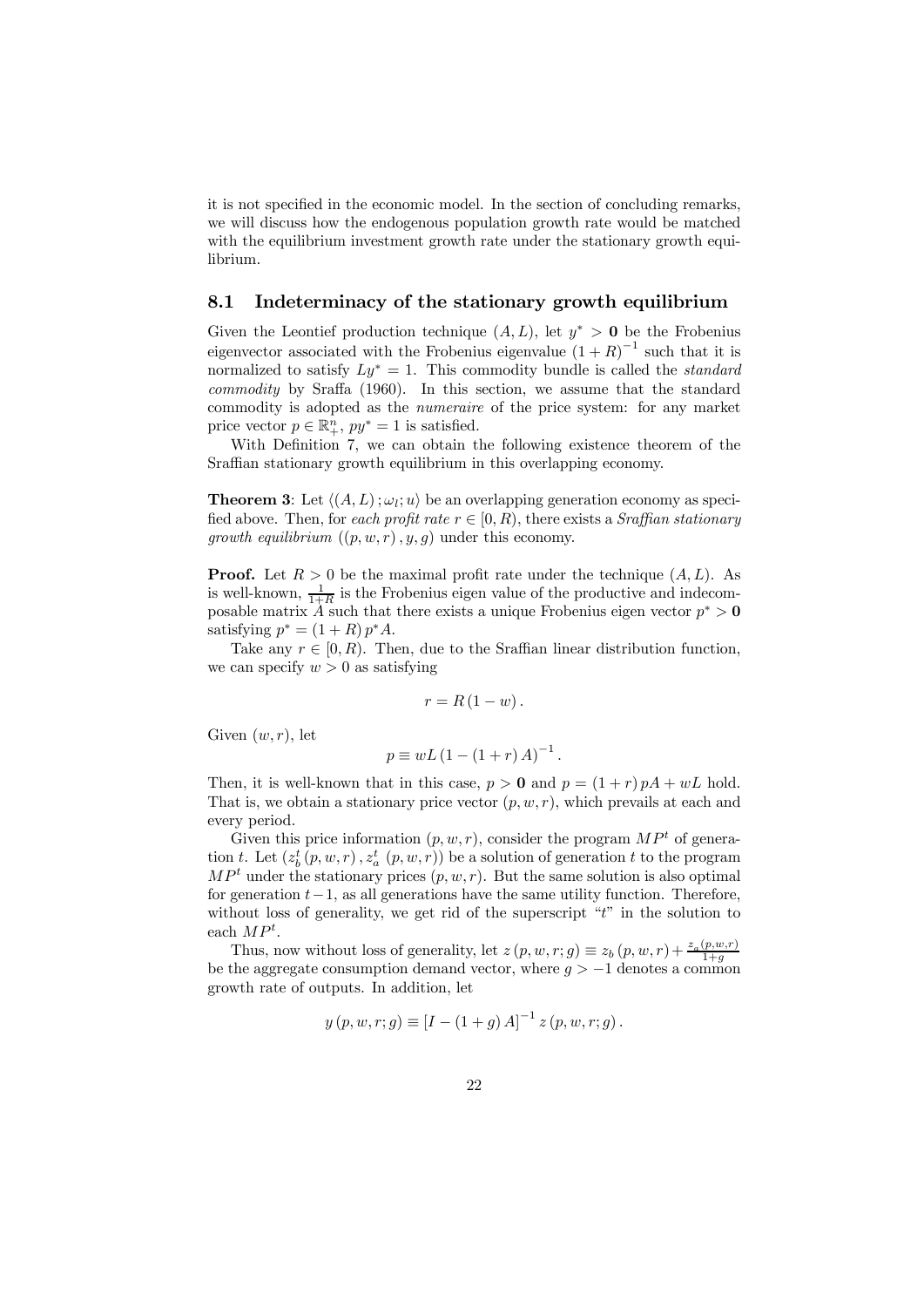it is not specified in the economic model. In the section of concluding remarks, we will discuss how the endogenous population growth rate would be matched with the equilibrium investment growth rate under the stationary growth equilibrium.

## 8.1 Indeterminacy of the stationary growth equilibrium

Given the Leontief production technique $(A, L)$, let $y^* > \mathbf{0}$ be the Frobenius eigenvector associated with the Frobenius eigenvalue $(1 + R)^{-1}$ such that it is normalized to satisfy $Ly^* = 1$. This commodity bundle is called the *standard commodity* by Sraffa (1960). In this section, we assume that the standard commodity is adopted as the *numeraire* of the price system: for any market price vector $p \in \mathbb{R}^n_+$, $py^* = 1$ is satisfied.

With Definition 7, we can obtain the following existence theorem of the Sraffian stationary growth equilibrium in this overlapping economy.

**Theorem 3**: Let $\langle (A, L); \omega_l; u \rangle$ be an overlapping generation economy as specified above. Then, for *each profit rate* $r \in [0, R)$, there exists a *Sraffian stationary growth equilibrium* $((p, w, r), y, g)$ under this economy.

**Proof.** Let $R > 0$ be the maximal profit rate under the technique $(A, L)$. As is well-known, $\frac{1}{1+R}$ is the Frobenius eigen value of the productive and indecomposable matrix $A$ such that there exists a unique Frobenius eigen vector $p^* > \mathbf{0}$ satisfying $p^* = (1 + R) p^* A$.

Take any $r \in [0, R)$. Then, due to the Sraffian linear distribution function, we can specify $w > 0$ as satisfying

$$r = R(1 - w).$$

Given $(w, r)$, let

$$p \equiv wL(1 - (1 + r) A)^{-1}.$$

Then, it is well-known that in this case, $p > \mathbf{0}$ and $p = (1 + r) pA + wL$ hold. That is, we obtain a stationary price vector $(p, w, r)$, which prevails at each and every period.

Given this price information $(p, w, r)$, consider the program $MP^t$ of generation $t$. Let $(z_b^t(p, w, r), z_a^t(p, w, r))$ be a solution of generation $t$ to the program $MP^t$ under the stationary prices $(p, w, r)$. But the same solution is also optimal for generation $t-1$, as all generations have the same utility function. Therefore, without loss of generality, we get rid of the superscript "$t$" in the solution to each $MP^t$.

Thus, now without loss of generality, let $z(p, w, r; g) \equiv z_b(p, w, r) + \frac{z_a(p,w,r)}{1+g}$ be the aggregate consumption demand vector, where $g > -1$ denotes a common growth rate of outputs. In addition, let

$$y(p, w, r; g) \equiv [I - (1 + g) A]^{-1} z(p, w, r; g).$$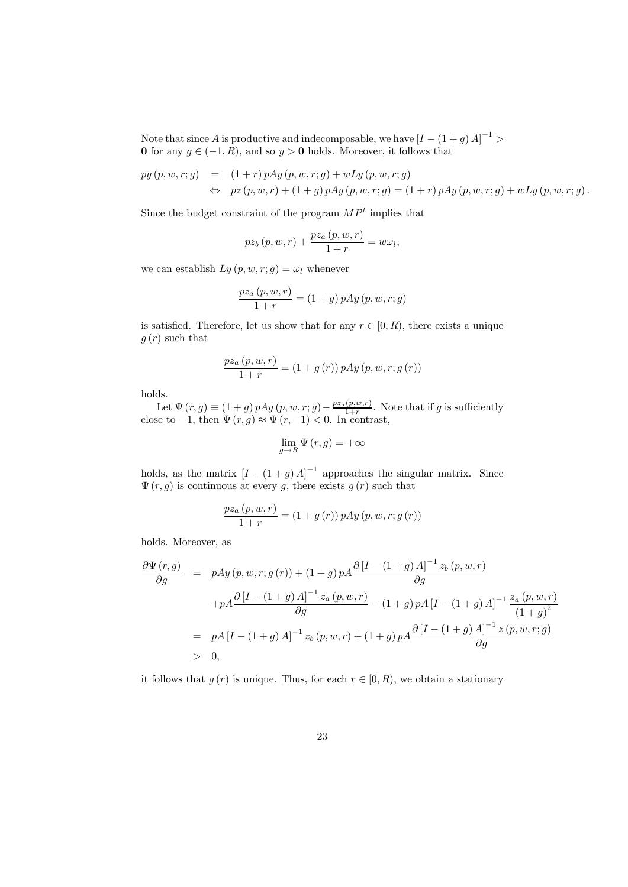Note that since $A$ is productive and indecomposable, we have $[I - (1+g)A]^{-1} > \mathbf{0}$ for any $g \in (-1, R)$, and so $y > \mathbf{0}$ holds. Moreover, it follows that

$$
\begin{aligned}
py(p,w,r;g) &= (1+r)\,pAy(p,w,r;g) + wLy(p,w,r;g) \\
&\Leftrightarrow \; pz(p,w,r) + (1+g)\,pAy(p,w,r;g) = (1+r)\,pAy(p,w,r;g) + wLy(p,w,r;g).
\end{aligned}
$$

Since the budget constraint of the program $MP^t$ implies that

$$
pz_b(p,w,r) + \frac{pz_a(p,w,r)}{1+r} = w\omega_l,
$$

we can establish $Ly(p,w,r;g) = \omega_l$ whenever

$$
\frac{pz_a(p,w,r)}{1+r} = (1+g)\,pAy(p,w,r;g)
$$

is satisfied. Therefore, let us show that for any $r \in [0, R)$, there exists a unique $g(r)$ such that

$$
\frac{pz_a(p,w,r)}{1+r} = (1+g(r))\,pAy(p,w,r;g(r))
$$

holds.

Let $\Psi(r,g) \equiv (1+g)\,pAy(p,w,r;g) - \frac{pz_a(p,w,r)}{1+r}$. Note that if $g$ is sufficiently close to $-1$, then $\Psi(r,g) \approx \Psi(r,-1) < 0$. In contrast,

$$
\lim_{g \to R} \Psi(r,g) = +\infty
$$

holds, as the matrix $[I - (1+g)A]^{-1}$ approaches the singular matrix. Since $\Psi(r,g)$ is continuous at every $g$, there exists $g(r)$ such that

$$
\frac{pz_a(p,w,r)}{1+r} = (1+g(r))\,pAy(p,w,r;g(r))
$$

holds. Moreover, as

$$
\begin{aligned}
\frac{\partial \Psi(r,g)}{\partial g} &= pAy(p,w,r;g(r)) + (1+g)\,pA\frac{\partial [I-(1+g)A]^{-1} z_b(p,w,r)}{\partial g} \\
&\quad + pA\frac{\partial [I-(1+g)A]^{-1} z_a(p,w,r)}{\partial g} - (1+g)\,pA\,[I-(1+g)A]^{-1}\frac{z_a(p,w,r)}{(1+g)^2} \\
&= pA\,[I-(1+g)A]^{-1} z_b(p,w,r) + (1+g)\,pA\frac{\partial [I-(1+g)A]^{-1} z(p,w,r;g)}{\partial g} \\
&> 0,
\end{aligned}
$$

it follows that $g(r)$ is unique. Thus, for each $r \in [0, R)$, we obtain a stationary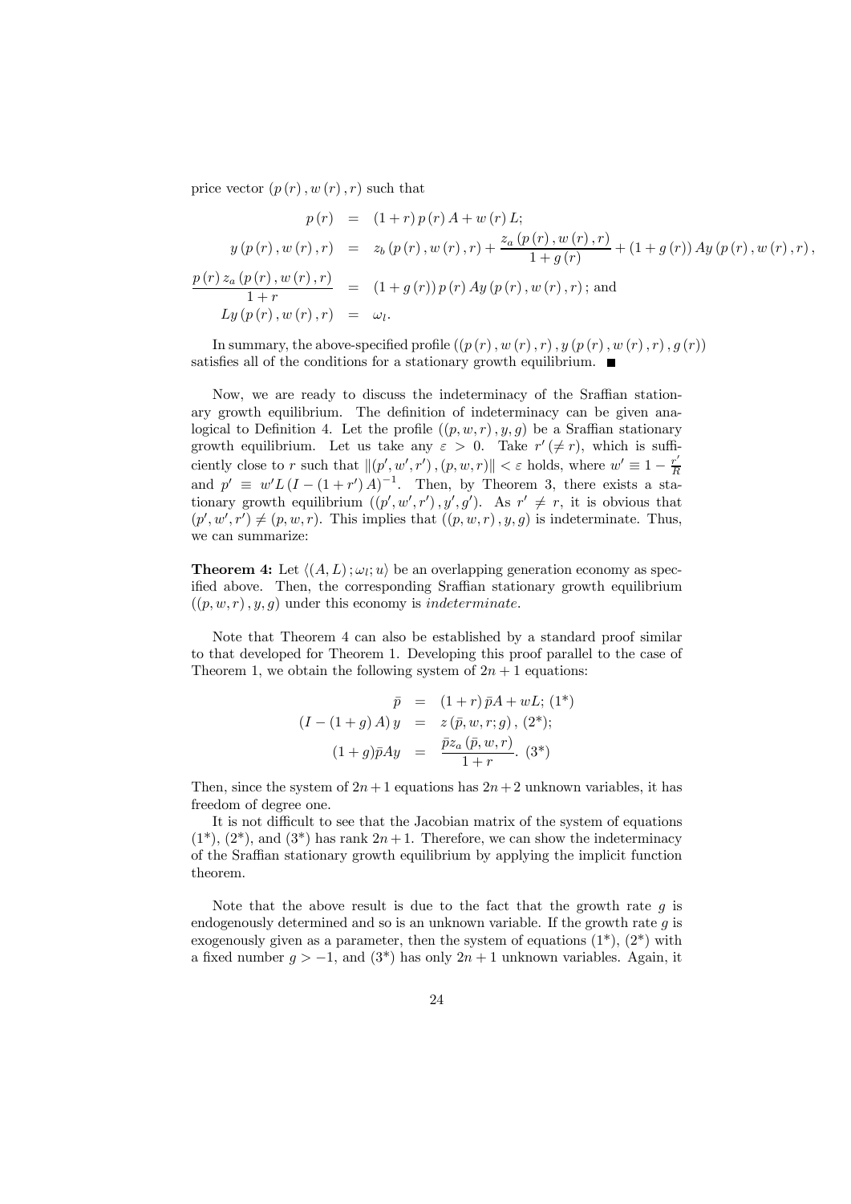price vector $(p(r), w(r), r)$ such that

$$
\begin{aligned}
p(r) &= (1+r)\, p(r)\, A + w(r)\, L; \\
y(p(r), w(r), r) &= z_b(p(r), w(r), r) + \frac{z_a(p(r), w(r), r)}{1+g(r)} + (1+g(r))\, Ay(p(r), w(r), r), \\
\frac{p(r)\, z_a(p(r), w(r), r)}{1+r} &= (1+g(r))\, p(r)\, Ay(p(r), w(r), r); \text{ and} \\
Ly(p(r), w(r), r) &= \omega_l.
\end{aligned}
$$

In summary, the above-specified profile $((p(r), w(r), r), y(p(r), w(r), r), g(r))$ satisfies all of the conditions for a stationary growth equilibrium. ■

Now, we are ready to discuss the indeterminacy of the Sraffian stationary growth equilibrium. The definition of indeterminacy can be given analogical to Definition 4. Let the profile $((p, w, r), y, g)$ be a Sraffian stationary growth equilibrium. Let us take any $\varepsilon > 0$. Take $r' (\neq r)$, which is sufficiently close to $r$ such that $\|(p', w', r'), (p, w, r)\| < \varepsilon$ holds, where $w' \equiv 1 - \frac{r'}{R}$ and $p' \equiv w' L (I - (1+r') A)^{-1}$. Then, by Theorem 3, there exists a stationary growth equilibrium $((p', w', r'), y', g')$. As $r' \neq r$, it is obvious that $(p', w', r') \neq (p, w, r)$. This implies that $((p, w, r), y, g)$ is indeterminate. Thus, we can summarize:

**Theorem 4:** Let $\langle (A, L); \omega_l; u \rangle$ be an overlapping generation economy as specified above. Then, the corresponding Sraffian stationary growth equilibrium $((p, w, r), y, g)$ under this economy is *indeterminate*.

Note that Theorem 4 can also be established by a standard proof similar to that developed for Theorem 1. Developing this proof parallel to the case of Theorem 1, we obtain the following system of $2n+1$ equations:

$$
\begin{aligned}
\bar{p} &= (1+r)\, \bar{p} A + wL; \; (1^*) \\
(I - (1+g) A)\, y &= z(\bar{p}, w, r; g), \; (2^*); \\
(1+g) \bar{p} A y &= \frac{\bar{p} z_a(\bar{p}, w, r)}{1+r}. \; (3^*)
\end{aligned}
$$

Then, since the system of $2n+1$ equations has $2n+2$ unknown variables, it has freedom of degree one.

It is not difficult to see that the Jacobian matrix of the system of equations (1*), (2*), and (3*) has rank $2n+1$. Therefore, we can show the indeterminacy of the Sraffian stationary growth equilibrium by applying the implicit function theorem.

Note that the above result is due to the fact that the growth rate $g$ is endogenously determined and so is an unknown variable. If the growth rate $g$ is exogenously given as a parameter, then the system of equations (1*), (2*) with a fixed number $g > -1$, and (3*) has only $2n+1$ unknown variables. Again, it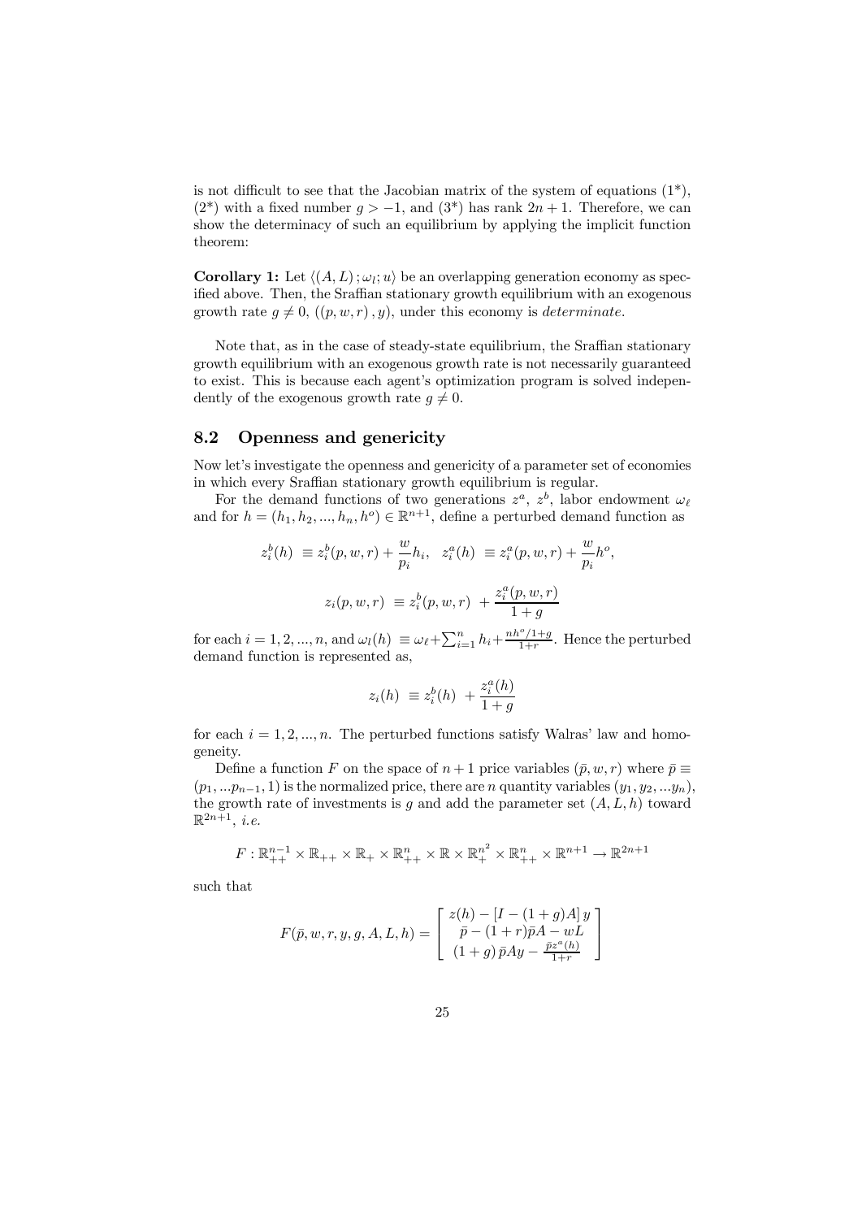is not difficult to see that the Jacobian matrix of the system of equations (1*), (2*) with a fixed number $g > -1$, and (3*) has rank $2n+1$. Therefore, we can show the determinacy of such an equilibrium by applying the implicit function theorem:

**Corollary 1:** Let $\langle (A, L); \omega_l; u \rangle$ be an overlapping generation economy as specified above. Then, the Sraffian stationary growth equilibrium with an exogenous growth rate $g \neq 0$, $((p, w, r), y)$, under this economy is *determinate*.

Note that, as in the case of steady-state equilibrium, the Sraffian stationary growth equilibrium with an exogenous growth rate is not necessarily guaranteed to exist. This is because each agent's optimization program is solved independently of the exogenous growth rate $g \neq 0$.

## 8.2 Openness and genericity

Now let's investigate the openness and genericity of a parameter set of economies in which every Sraffian stationary growth equilibrium is regular.

For the demand functions of two generations $z^a$, $z^b$, labor endowment $\omega_\ell$ and for $h = (h_1, h_2, ..., h_n, h^o) \in \mathbb{R}^{n+1}$, define a perturbed demand function as

$$z_i^b(h) \equiv z_i^b(p, w, r) + \frac{w}{p_i} h_i, \quad z_i^a(h) \equiv z_i^a(p, w, r) + \frac{w}{p_i} h^o,$$

$$z_i(p, w, r) \equiv z_i^b(p, w, r) + \frac{z_i^a(p, w, r)}{1+g}$$

for each $i = 1, 2, ..., n$, and $\omega_l(h) \equiv \omega_\ell + \sum_{i=1}^n h_i + \frac{nh^o/1+g}{1+r}$. Hence the perturbed demand function is represented as,

$$z_i(h) \equiv z_i^b(h) + \frac{z_i^a(h)}{1+g}$$

for each $i = 1, 2, ..., n$. The perturbed functions satisfy Walras' law and homogeneity.

Define a function $F$ on the space of $n+1$ price variables $(\bar{p}, w, r)$ where $\bar{p} \equiv (p_1, ...p_{n-1}, 1)$ is the normalized price, there are $n$ quantity variables $(y_1, y_2, ...y_n)$, the growth rate of investments is $g$ and add the parameter set $(A, L, h)$ toward $\mathbb{R}^{2n+1}$, *i.e.*

$$F : \mathbb{R}_{++}^{n-1} \times \mathbb{R}_{++} \times \mathbb{R}_{+} \times \mathbb{R}_{++}^{n} \times \mathbb{R} \times \mathbb{R}_{+}^{n^2} \times \mathbb{R}_{++}^{n} \times \mathbb{R}^{n+1} \to \mathbb{R}^{2n+1}$$

such that

$$F(\bar{p}, w, r, y, g, A, L, h) = \begin{bmatrix} z(h) - [I - (1+g)A]\, y \\ \bar{p} - (1+r)\bar{p}A - wL \\ (1+g)\,\bar{p}Ay - \frac{\bar{p}z^a(h)}{1+r} \end{bmatrix}$$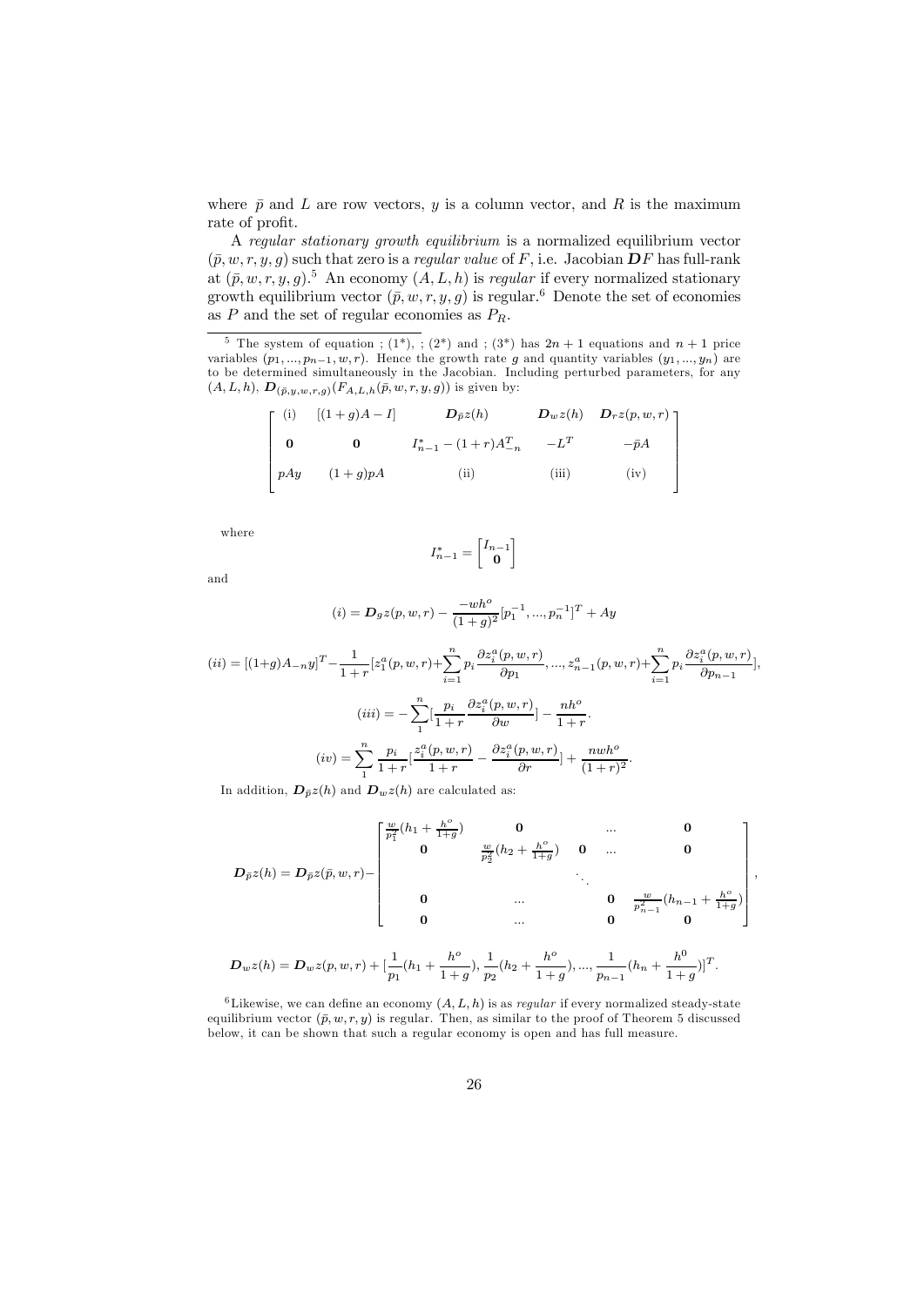where $\bar{p}$ and $L$ are row vectors, $y$ is a column vector, and $R$ is the maximum rate of profit.

A *regular stationary growth equilibrium* is a normalized equilibrium vector $(\bar{p}, w, r, y, g)$ such that zero is a *regular value* of $F$, i.e. Jacobian $\boldsymbol{D}F$ has full-rank at $(\bar{p}, w, r, y, g)$.[5] An economy $(A, L, h)$ is *regular* if every normalized stationary growth equilibrium vector $(\bar{p}, w, r, y, g)$ is regular.[6] Denote the set of economies as $P$ and the set of regular economies as $P_R$.

---

[5] The system of equation ; (1\*), ; (2\*) and ; (3\*) has $2n+1$ equations and $n+1$ price variables $(p_1, ..., p_{n-1}, w, r)$. Hence the growth rate $g$ and quantity variables $(y_1, ..., y_n)$ are to be determined simultaneously in the Jacobian. Including perturbed parameters, for any $(A, L, h)$, $\boldsymbol{D}_{(\bar{p},y,w,r,g)}(F_{A,L,h}(\bar{p}, w, r, y, g))$ is given by:

$$\begin{bmatrix} \text{(i)} & [(1+g)A - I] & \boldsymbol{D}_{\bar{p}}z(h) & \boldsymbol{D}_w z(h) & \boldsymbol{D}_r z(p,w,r) \\ \mathbf{0} & \mathbf{0} & I^*_{n-1} - (1+r)A^T_{-n} & -L^T & -\bar{p}A \\ pAy & (1+g)pA & \text{(ii)} & \text{(iii)} & \text{(iv)} \end{bmatrix}$$

where

$$I^*_{n-1} = \begin{bmatrix} I_{n-1} \\ \mathbf{0} \end{bmatrix}$$

and

$$(i) = \boldsymbol{D}_g z(p,w,r) - \frac{-wh^o}{(1+g)^2}[p_1^{-1}, ..., p_n^{-1}]^T + Ay$$

$$(ii) = [(1+g)A_{-n}y]^T - \frac{1}{1+r}[z_1^a(p,w,r) + \sum_{i=1}^n p_i \frac{\partial z_i^a(p,w,r)}{\partial p_1}, ..., z_{n-1}^a(p,w,r) + \sum_{i=1}^n p_i \frac{\partial z_i^a(p,w,r)}{\partial p_{n-1}}],$$

$$(iii) = -\sum_1^n [\frac{p_i}{1+r}\frac{\partial z_i^a(p,w,r)}{\partial w}] - \frac{nh^o}{1+r}.$$

$$(iv) = \sum_1^n \frac{p_i}{1+r}[\frac{z_i^a(p,w,r)}{1+r} - \frac{\partial z_i^a(p,w,r)}{\partial r}] + \frac{nwh^o}{(1+r)^2}.$$

In addition, $\boldsymbol{D}_{\bar{p}}z(h)$ and $\boldsymbol{D}_w z(h)$ are calculated as:

$$\boldsymbol{D}_{\bar{p}}z(h) = \boldsymbol{D}_{\bar{p}}z(\bar{p},w,r) - \begin{bmatrix} \frac{w}{p_1^2}(h_1 + \frac{h^o}{1+g}) & \mathbf{0} & & ... & \mathbf{0} \\ \mathbf{0} & \frac{w}{p_2^2}(h_2 + \frac{h^o}{1+g}) & \mathbf{0} & ... & \mathbf{0} \\ & & & \ddots & \\ \mathbf{0} & & ... & \mathbf{0} & \frac{w}{p_{n-1}^2}(h_{n-1} + \frac{h^o}{1+g}) \\ \mathbf{0} & & ... & \mathbf{0} & \mathbf{0} \end{bmatrix},$$

$$\boldsymbol{D}_w z(h) = \boldsymbol{D}_w z(p,w,r) + [\frac{1}{p_1}(h_1 + \frac{h^o}{1+g}), \frac{1}{p_2}(h_2 + \frac{h^o}{1+g}), ..., \frac{1}{p_{n-1}}(h_n + \frac{h^0}{1+g})]^T.$$

[6] Likewise, we can define an economy $(A, L, h)$ is as *regular* if every normalized steady-state equilibrium vector $(\bar{p}, w, r, y)$ is regular. Then, as similar to the proof of Theorem 5 discussed below, it can be shown that such a regular economy is open and has full measure.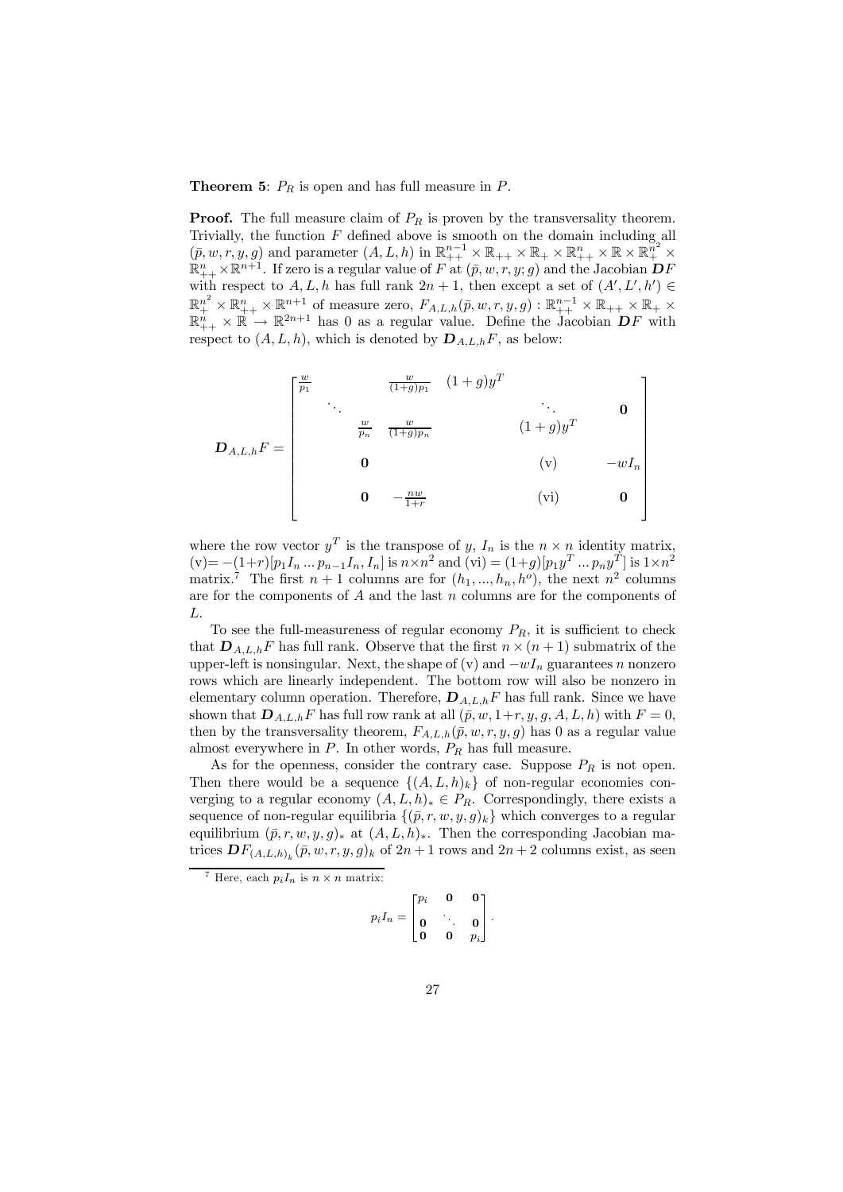**Theorem 5**: $P_R$ is open and has full measure in $P$.

**Proof.** The full measure claim of $P_R$ is proven by the transversality theorem. Trivially, the function $F$ defined above is smooth on the domain including all $(\bar{p}, w, r, y, g)$ and parameter $(A, L, h)$ in $\mathbb{R}^{n-1}_{++} \times \mathbb{R}_{++} \times \mathbb{R}_{+} \times \mathbb{R}^{n}_{++} \times \mathbb{R} \times \mathbb{R}^{n^2}_{+} \times \mathbb{R}^{n}_{++} \times \mathbb{R}^{n+1}$. If zero is a regular value of $F$ at $(\bar{p}, w, r, y; g)$ and the Jacobian $\boldsymbol{D}F$ with respect to $A, L, h$ has full rank $2n+1$, then except a set of $(A', L', h') \in \mathbb{R}^{n^2}_{+} \times \mathbb{R}^{n}_{++} \times \mathbb{R}^{n+1}$ of measure zero, $F_{A,L,h}(\bar{p}, w, r, y, g) : \mathbb{R}^{n-1}_{++} \times \mathbb{R}_{++} \times \mathbb{R}_{+} \times \mathbb{R}^{n}_{++} \times \mathbb{R} \to \mathbb{R}^{2n+1}$ has 0 as a regular value. Define the Jacobian $\boldsymbol{D}F$ with respect to $(A, L, h)$, which is denoted by $\boldsymbol{D}_{A,L,h}F$, as below:

$$
\boldsymbol{D}_{A,L,h}F = \begin{bmatrix}
\frac{w}{p_1} & & & \frac{w}{(1+g)p_1} & (1+g)y^T & & & \\
& \ddots & & & & \ddots & & \mathbf{0} \\
& & \frac{w}{p_n} & \frac{w}{(1+g)p_n} & & & (1+g)y^T & \\
& & \mathbf{0} & & & & \text{(v)} & -wI_n \\
& & \mathbf{0} & -\frac{nw}{1+r} & & & \text{(vi)} & \mathbf{0}
\end{bmatrix}
$$

where the row vector $y^T$ is the transpose of $y$, $I_n$ is the $n \times n$ identity matrix, (v)$= -(1+r)[p_1 I_n \ldots p_{n-1} I_n, I_n]$ is $n \times n^2$ and (vi) $= (1+g)[p_1 y^T \ldots p_n y^T]$ is $1 \times n^2$ matrix.[7] The first $n+1$ columns are for $(h_1, \ldots, h_n, h^o)$, the next $n^2$ columns are for the components of $A$ and the last $n$ columns are for the components of $L$.

To see the full-measureness of regular economy $P_R$, it is sufficient to check that $\boldsymbol{D}_{A,L,h}F$ has full rank. Observe that the first $n \times (n+1)$ submatrix of the upper-left is nonsingular. Next, the shape of (v) and $-wI_n$ guarantees $n$ nonzero rows which are linearly independent. The bottom row will also be nonzero in elementary column operation. Therefore, $\boldsymbol{D}_{A,L,h}F$ has full rank. Since we have shown that $\boldsymbol{D}_{A,L,h}F$ has full row rank at all $(\bar{p}, w, 1+r, y, g, A, L, h)$ with $F = 0$, then by the transversality theorem, $F_{A,L,h}(\bar{p}, w, r, y, g)$ has 0 as a regular value almost everywhere in $P$. In other words, $P_R$ has full measure.

As for the openness, consider the contrary case. Suppose $P_R$ is not open. Then there would be a sequence $\{(A, L, h)_k\}$ of non-regular economies converging to a regular economy $(A, L, h)_* \in P_R$. Correspondingly, there exists a sequence of non-regular equilibria $\{(\bar{p}, r, w, y, g)_k\}$ which converges to a regular equilibrium $(\bar{p}, r, w, y, g)_*$ at $(A, L, h)_*$. Then the corresponding Jacobian matrices $\boldsymbol{D}F_{(A,L,h)_k}(\bar{p}, w, r, y, g)_k$ of $2n+1$ rows and $2n+2$ columns exist, as seen

---

[7] Here, each $p_i I_n$ is $n \times n$ matrix:

$$
p_i I_n = \begin{bmatrix}
p_i & \mathbf{0} & \mathbf{0} \\
\mathbf{0} & \ddots & \mathbf{0} \\
\mathbf{0} & \mathbf{0} & p_i
\end{bmatrix}.
$$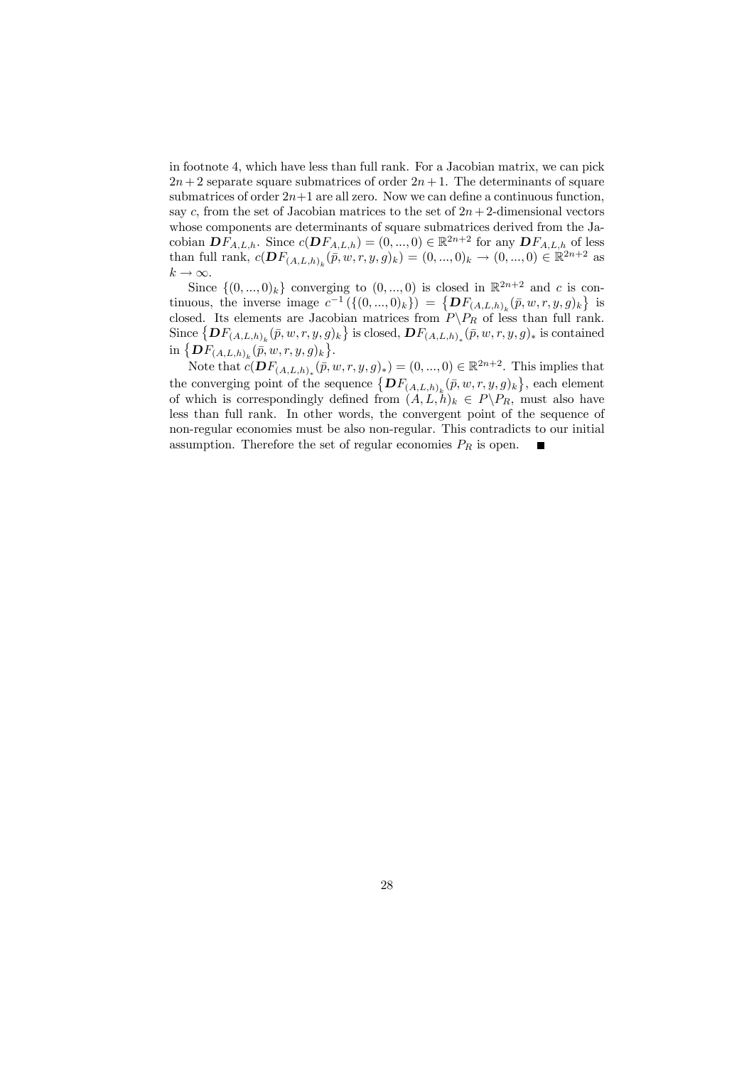in footnote 4, which have less than full rank. For a Jacobian matrix, we can pick $2n+2$ separate square submatrices of order $2n+1$. The determinants of square submatrices of order $2n+1$ are all zero. Now we can define a continuous function, say $c$, from the set of Jacobian matrices to the set of $2n+2$-dimensional vectors whose components are determinants of square submatrices derived from the Jacobian $\boldsymbol{D}F_{A,L,h}$. Since $c(\boldsymbol{D}F_{A,L,h}) = (0,...,0) \in \mathbb{R}^{2n+2}$ for any $\boldsymbol{D}F_{A,L,h}$ of less than full rank, $c(\boldsymbol{D}F_{(A,L,h)_k}(\bar{p},w,r,y,g)_k) = (0,...,0)_k \to (0,...,0) \in \mathbb{R}^{2n+2}$ as $k \to \infty$.

Since $\{(0,...,0)_k\}$ converging to $(0,...,0)$ is closed in $\mathbb{R}^{2n+2}$ and $c$ is continuous, the inverse image $c^{-1}(\{(0,...,0)_k\}) = \{\boldsymbol{D}F_{(A,L,h)_k}(\bar{p},w,r,y,g)_k\}$ is closed. Its elements are Jacobian matrices from $P \backslash P_R$ of less than full rank. Since $\{\boldsymbol{D}F_{(A,L,h)_k}(\bar{p},w,r,y,g)_k\}$ is closed, $\boldsymbol{D}F_{(A,L,h)_*}(\bar{p},w,r,y,g)_*$ is contained in $\{\boldsymbol{D}F_{(A,L,h)_k}(\bar{p},w,r,y,g)_k\}$.

Note that $c(\boldsymbol{D}F_{(A,L,h)_*}(\bar{p},w,r,y,g)_*) = (0,...,0) \in \mathbb{R}^{2n+2}$. This implies that the converging point of the sequence $\{\boldsymbol{D}F_{(A,L,h)_k}(\bar{p},w,r,y,g)_k\}$, each element of which is correspondingly defined from $(A,L,h)_k \in P \backslash P_R$, must also have less than full rank. In other words, the convergent point of the sequence of non-regular economies must be also non-regular. This contradicts to our initial assumption. Therefore the set of regular economies $P_R$ is open. ■